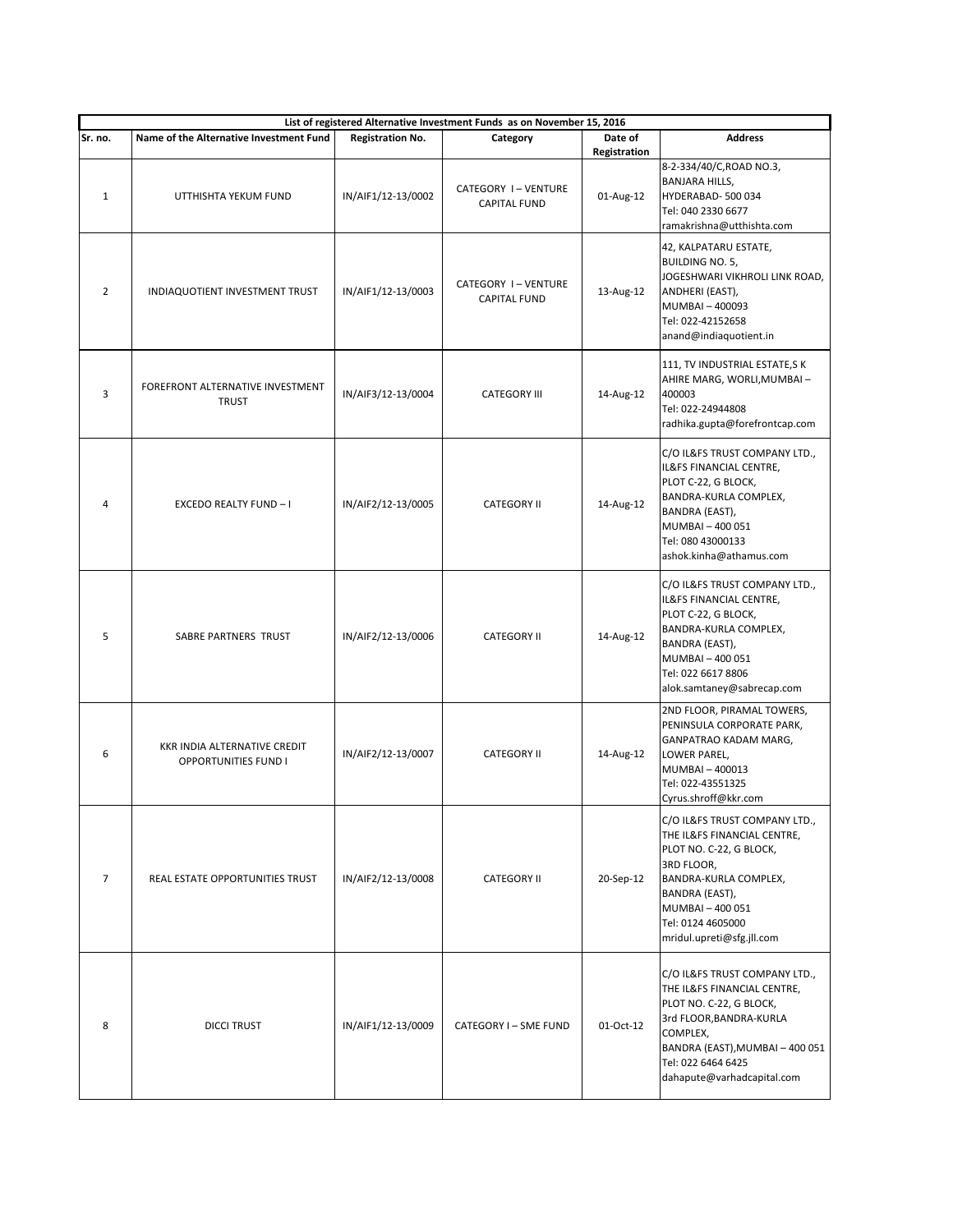| List of registered Alternative Investment Funds as on November 15, 2016 | | | | | |
|---|---|---|---|---|---|
| **Sr. no.** | **Name of the Alternative Investment Fund** | **Registration No.** | **Category** | **Date of Registration** | **Address** |
| 1 | UTTHISHTA YEKUM FUND | IN/AIF1/12-13/0002 | CATEGORY I – VENTURE CAPITAL FUND | 01-Aug-12 | 8-2-334/40/C,ROAD NO.3, BANJARA HILLS, HYDERABAD- 500 034 Tel: 040 2330 6677 ramakrishna@utthishta.com |
| 2 | INDIAQUOTIENT INVESTMENT TRUST | IN/AIF1/12-13/0003 | CATEGORY I – VENTURE CAPITAL FUND | 13-Aug-12 | 42, KALPATARU ESTATE, BUILDING NO. 5, JOGESHWARI VIKHROLI LINK ROAD, ANDHERI (EAST), MUMBAI – 400093 Tel: 022-42152658 anand@indiaquotient.in |
| 3 | FOREFRONT ALTERNATIVE INVESTMENT TRUST | IN/AIF3/12-13/0004 | CATEGORY III | 14-Aug-12 | 111, TV INDUSTRIAL ESTATE,S K AHIRE MARG, WORLI,MUMBAI – 400003 Tel: 022-24944808 radhika.gupta@forefrontcap.com |
| 4 | EXCEDO REALTY FUND – I | IN/AIF2/12-13/0005 | CATEGORY II | 14-Aug-12 | C/O IL&FS TRUST COMPANY LTD., IL&FS FINANCIAL CENTRE, PLOT C-22, G BLOCK, BANDRA-KURLA COMPLEX, BANDRA (EAST), MUMBAI – 400 051 Tel: 080 43000133 ashok.kinha@athamus.com |
| 5 | SABRE PARTNERS TRUST | IN/AIF2/12-13/0006 | CATEGORY II | 14-Aug-12 | C/O IL&FS TRUST COMPANY LTD., IL&FS FINANCIAL CENTRE, PLOT C-22, G BLOCK, BANDRA-KURLA COMPLEX, BANDRA (EAST), MUMBAI – 400 051 Tel: 022 6617 8806 alok.samtaney@sabrecap.com |
| 6 | KKR INDIA ALTERNATIVE CREDIT OPPORTUNITIES FUND I | IN/AIF2/12-13/0007 | CATEGORY II | 14-Aug-12 | 2ND FLOOR, PIRAMAL TOWERS, PENINSULA CORPORATE PARK, GANPATRAO KADAM MARG, LOWER PAREL, MUMBAI – 400013 Tel: 022-43551325 Cyrus.shroff@kkr.com |
| 7 | REAL ESTATE OPPORTUNITIES TRUST | IN/AIF2/12-13/0008 | CATEGORY II | 20-Sep-12 | C/O IL&FS TRUST COMPANY LTD., THE IL&FS FINANCIAL CENTRE, PLOT NO. C-22, G BLOCK, 3RD FLOOR, BANDRA-KURLA COMPLEX, BANDRA (EAST), MUMBAI – 400 051 Tel: 0124 4605000 mridul.upreti@sfg.jll.com |
| 8 | DICCI TRUST | IN/AIF1/12-13/0009 | CATEGORY I – SME FUND | 01-Oct-12 | C/O IL&FS TRUST COMPANY LTD., THE IL&FS FINANCIAL CENTRE, PLOT NO. C-22, G BLOCK, 3rd FLOOR,BANDRA-KURLA COMPLEX, BANDRA (EAST),MUMBAI – 400 051 Tel: 022 6464 6425 dahapute@varhadcapital.com |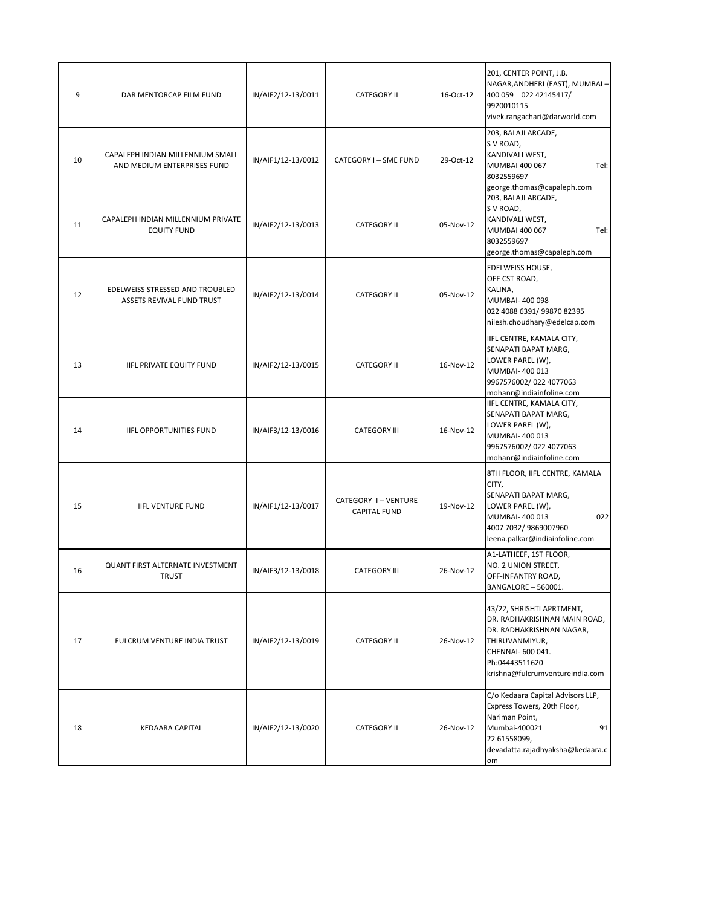| 9 | DAR MENTORCAP FILM FUND | IN/AIF2/12-13/0011 | CATEGORY II | 16-Oct-12 | 201, CENTER POINT, J.B. NAGAR,ANDHERI (EAST), MUMBAI – 400 059 022 42145417/ 9920010115 vivek.rangachari@darworld.com |
|---|---|---|---|---|---|
| 10 | CAPALEPH INDIAN MILLENNIUM SMALL AND MEDIUM ENTERPRISES FUND | IN/AIF1/12-13/0012 | CATEGORY I – SME FUND | 29-Oct-12 | 203, BALAJI ARCADE, S V ROAD, KANDIVALI WEST, MUMBAI 400 067 Tel: 8032559697 george.thomas@capaleph.com |
| 11 | CAPALEPH INDIAN MILLENNIUM PRIVATE EQUITY FUND | IN/AIF2/12-13/0013 | CATEGORY II | 05-Nov-12 | 203, BALAJI ARCADE, S V ROAD, KANDIVALI WEST, MUMBAI 400 067 Tel: 8032559697 george.thomas@capaleph.com |
| 12 | EDELWEISS STRESSED AND TROUBLED ASSETS REVIVAL FUND TRUST | IN/AIF2/12-13/0014 | CATEGORY II | 05-Nov-12 | EDELWEISS HOUSE, OFF CST ROAD, KALINA, MUMBAI- 400 098 022 4088 6391/ 99870 82395 nilesh.choudhary@edelcap.com |
| 13 | IIFL PRIVATE EQUITY FUND | IN/AIF2/12-13/0015 | CATEGORY II | 16-Nov-12 | IIFL CENTRE, KAMALA CITY, SENAPATI BAPAT MARG, LOWER PAREL (W), MUMBAI- 400 013 9967576002/ 022 4077063 mohanr@indiainfoline.com |
| 14 | IIFL OPPORTUNITIES FUND | IN/AIF3/12-13/0016 | CATEGORY III | 16-Nov-12 | IIFL CENTRE, KAMALA CITY, SENAPATI BAPAT MARG, LOWER PAREL (W), MUMBAI- 400 013 9967576002/ 022 4077063 mohanr@indiainfoline.com |
| 15 | IIFL VENTURE FUND | IN/AIF1/12-13/0017 | CATEGORY I – VENTURE CAPITAL FUND | 19-Nov-12 | 8TH FLOOR, IIFL CENTRE, KAMALA CITY, SENAPATI BAPAT MARG, LOWER PAREL (W), MUMBAI- 400 013 022 4007 7032/ 9869007960 leena.palkar@indiainfoline.com |
| 16 | QUANT FIRST ALTERNATE INVESTMENT TRUST | IN/AIF3/12-13/0018 | CATEGORY III | 26-Nov-12 | A1-LATHEEF, 1ST FLOOR, NO. 2 UNION STREET, OFF-INFANTRY ROAD, BANGALORE – 560001. |
| 17 | FULCRUM VENTURE INDIA TRUST | IN/AIF2/12-13/0019 | CATEGORY II | 26-Nov-12 | 43/22, SHRISHTI APRTMENT, DR. RADHAKRISHNAN MAIN ROAD, DR. RADHAKRISHNAN NAGAR, THIRUVANMIYUR, CHENNAI- 600 041. Ph:04443511620 krishna@fulcrumventureindia.com |
| 18 | KEDAARA CAPITAL | IN/AIF2/12-13/0020 | CATEGORY II | 26-Nov-12 | C/o Kedaara Capital Advisors LLP, Express Towers, 20th Floor, Nariman Point, Mumbai-400021 91 22 61558099, devadatta.rajadhyaksha@kedaara.com |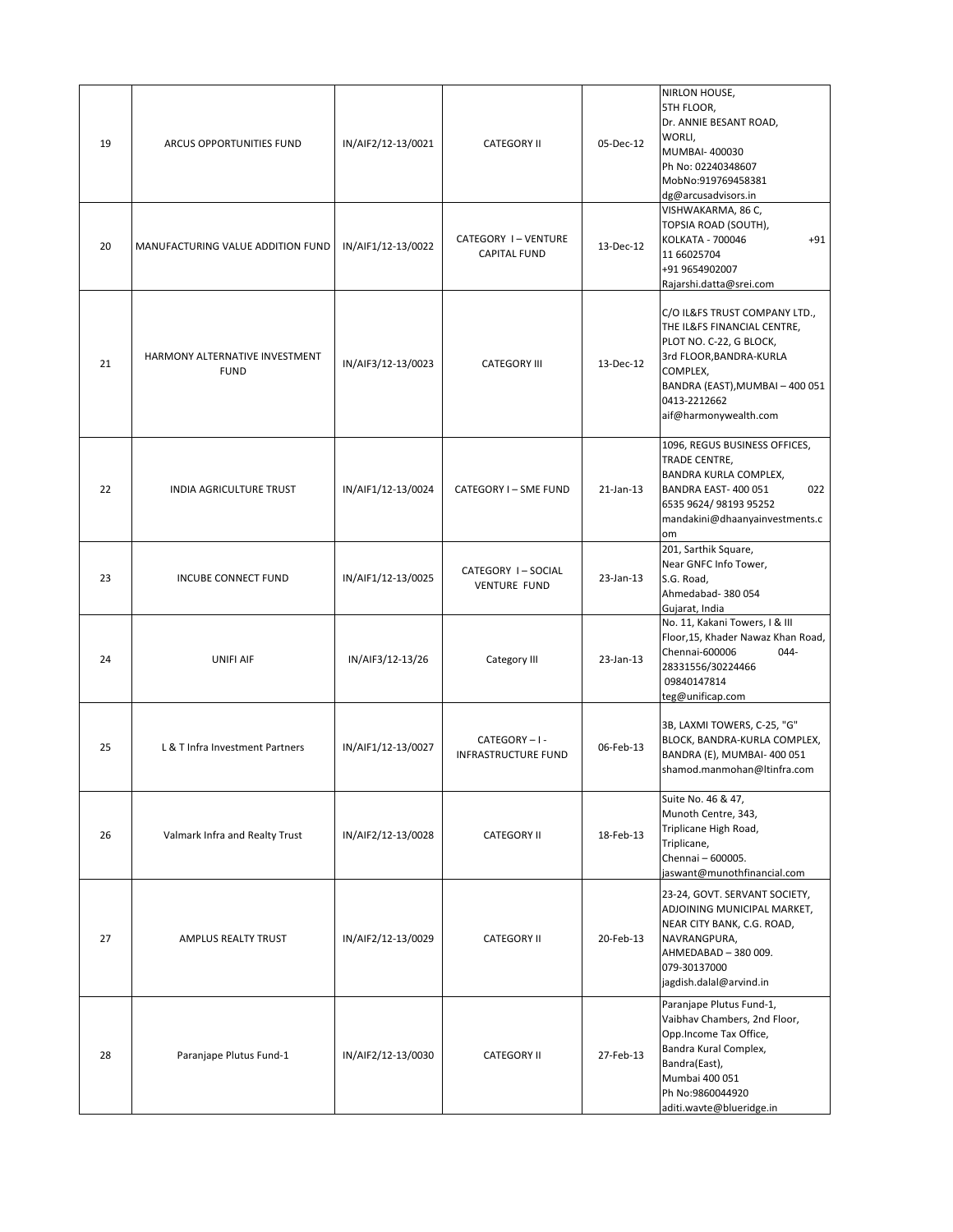| | | | | | |
|---|---|---|---|---|---|
| 19 | ARCUS OPPORTUNITIES FUND | IN/AIF2/12-13/0021 | CATEGORY II | 05-Dec-12 | NIRLON HOUSE, 5TH FLOOR, Dr. ANNIE BESANT ROAD, WORLI, MUMBAI- 400030 Ph No: 02240348607 MobNo:919769458381 dg@arcusadvisors.in |
| 20 | MANUFACTURING VALUE ADDITION FUND | IN/AIF1/12-13/0022 | CATEGORY I – VENTURE CAPITAL FUND | 13-Dec-12 | VISHWAKARMA, 86 C, TOPSIA ROAD (SOUTH), KOLKATA - 700046 +91 11 66025704 +91 9654902007 Rajarshi.datta@srei.com |
| 21 | HARMONY ALTERNATIVE INVESTMENT FUND | IN/AIF3/12-13/0023 | CATEGORY III | 13-Dec-12 | C/O IL&FS TRUST COMPANY LTD., THE IL&FS FINANCIAL CENTRE, PLOT NO. C-22, G BLOCK, 3rd FLOOR,BANDRA-KURLA COMPLEX, BANDRA (EAST),MUMBAI – 400 051 0413-2212662 aif@harmonywealth.com |
| 22 | INDIA AGRICULTURE TRUST | IN/AIF1/12-13/0024 | CATEGORY I – SME FUND | 21-Jan-13 | 1096, REGUS BUSINESS OFFICES, TRADE CENTRE, BANDRA KURLA COMPLEX, BANDRA EAST- 400 051 022 6535 9624/ 98193 95252 mandakini@dhaanyainvestments.com |
| 23 | INCUBE CONNECT FUND | IN/AIF1/12-13/0025 | CATEGORY I – SOCIAL VENTURE FUND | 23-Jan-13 | 201, Sarthik Square, Near GNFC Info Tower, S.G. Road, Ahmedabad- 380 054 Gujarat, India |
| 24 | UNIFI AIF | IN/AIF3/12-13/26 | Category III | 23-Jan-13 | No. 11, Kakani Towers, I & III Floor,15, Khader Nawaz Khan Road, Chennai-600006 044-28331556/30224466 09840147814 teg@unificap.com |
| 25 | L & T Infra Investment Partners | IN/AIF1/12-13/0027 | CATEGORY – I - INFRASTRUCTURE FUND | 06-Feb-13 | 3B, LAXMI TOWERS, C-25, "G" BLOCK, BANDRA-KURLA COMPLEX, BANDRA (E), MUMBAI- 400 051 shamod.manmohan@ltinfra.com |
| 26 | Valmark Infra and Realty Trust | IN/AIF2/12-13/0028 | CATEGORY II | 18-Feb-13 | Suite No. 46 & 47, Munoth Centre, 343, Triplicane High Road, Triplicane, Chennai – 600005. jaswant@munothfinancial.com |
| 27 | AMPLUS REALTY TRUST | IN/AIF2/12-13/0029 | CATEGORY II | 20-Feb-13 | 23-24, GOVT. SERVANT SOCIETY, ADJOINING MUNICIPAL MARKET, NEAR CITY BANK, C.G. ROAD, NAVRANGPURA, AHMEDABAD – 380 009. 079-30137000 jagdish.dalal@arvind.in |
| 28 | Paranjape Plutus Fund-1 | IN/AIF2/12-13/0030 | CATEGORY II | 27-Feb-13 | Paranjape Plutus Fund-1, Vaibhav Chambers, 2nd Floor, Opp.Income Tax Office, Bandra Kural Complex, Bandra(East), Mumbai 400 051 Ph No:9860044920 aditi.wavte@blueridge.in |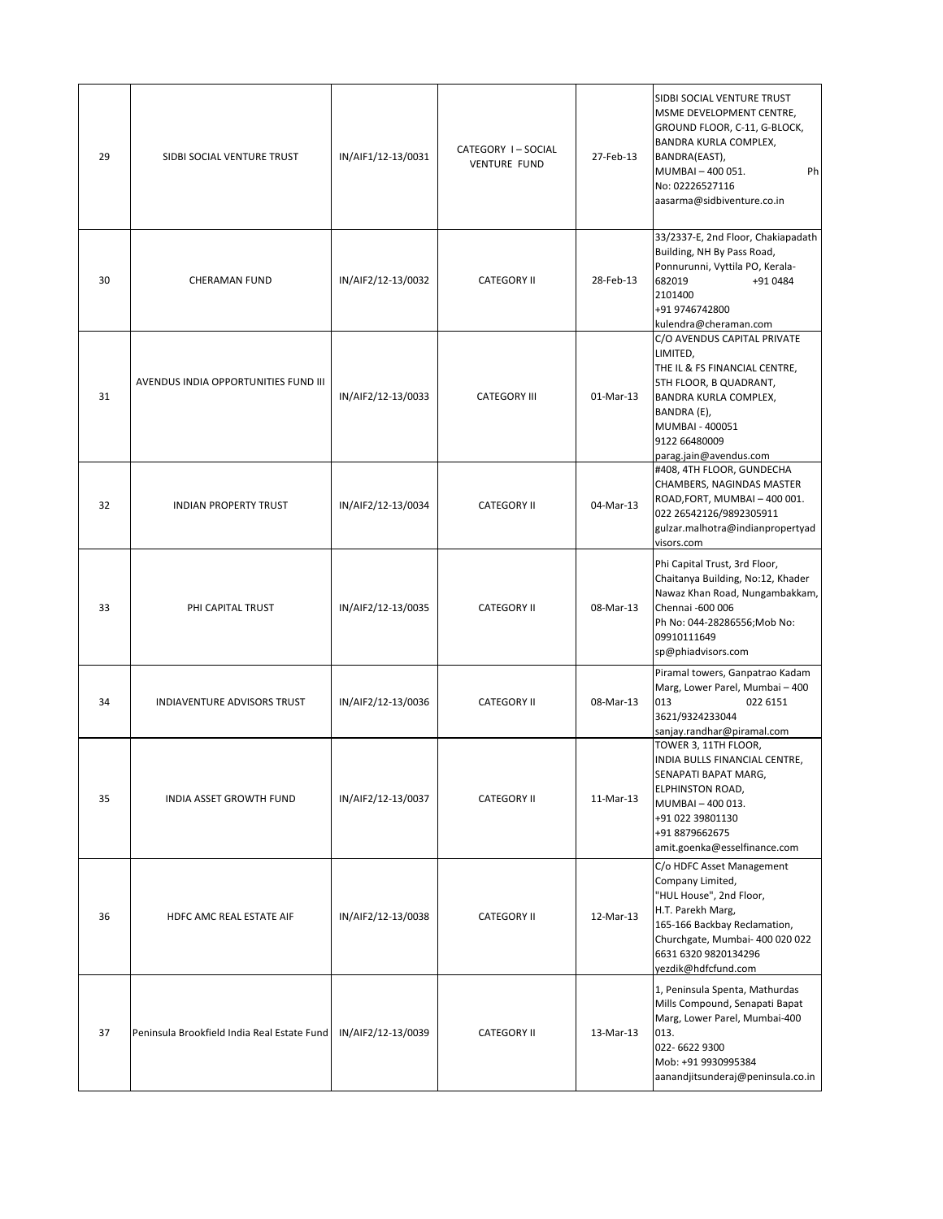| 29 | SIDBI SOCIAL VENTURE TRUST | IN/AIF1/12-13/0031 | CATEGORY I – SOCIAL VENTURE FUND | 27-Feb-13 | SIDBI SOCIAL VENTURE TRUST MSME DEVELOPMENT CENTRE, GROUND FLOOR, C-11, G-BLOCK, BANDRA KURLA COMPLEX, BANDRA(EAST), MUMBAI – 400 051. Ph No: 02226527116 aasarma@sidbiventure.co.in |
|---|---|---|---|---|---|
| 30 | CHERAMAN FUND | IN/AIF2/12-13/0032 | CATEGORY II | 28-Feb-13 | 33/2337-E, 2nd Floor, Chakiapadath Building, NH By Pass Road, Ponnurunni, Vyttila PO, Kerala-682019 +91 0484 2101400 +91 9746742800 kulendra@cheraman.com |
| 31 | AVENDUS INDIA OPPORTUNITIES FUND III | IN/AIF2/12-13/0033 | CATEGORY III | 01-Mar-13 | C/O AVENDUS CAPITAL PRIVATE LIMITED, THE IL & FS FINANCIAL CENTRE, 5TH FLOOR, B QUADRANT, BANDRA KURLA COMPLEX, BANDRA (E), MUMBAI - 400051 9122 66480009 parag.jain@avendus.com |
| 32 | INDIAN PROPERTY TRUST | IN/AIF2/12-13/0034 | CATEGORY II | 04-Mar-13 | #408, 4TH FLOOR, GUNDECHA CHAMBERS, NAGINDAS MASTER ROAD,FORT, MUMBAI – 400 001. 022 26542126/9892305911 gulzar.malhotra@indianpropertyadvisors.com |
| 33 | PHI CAPITAL TRUST | IN/AIF2/12-13/0035 | CATEGORY II | 08-Mar-13 | Phi Capital Trust, 3rd Floor, Chaitanya Building, No:12, Khader Nawaz Khan Road, Nungambakkam, Chennai -600 006 Ph No: 044-28286556;Mob No: 09910111649 sp@phiadvisors.com |
| 34 | INDIAVENTURE ADVISORS TRUST | IN/AIF2/12-13/0036 | CATEGORY II | 08-Mar-13 | Piramal towers, Ganpatrao Kadam Marg, Lower Parel, Mumbai – 400 013 022 6151 3621/9324233044 sanjay.randhar@piramal.com |
| 35 | INDIA ASSET GROWTH FUND | IN/AIF2/12-13/0037 | CATEGORY II | 11-Mar-13 | TOWER 3, 11TH FLOOR, INDIA BULLS FINANCIAL CENTRE, SENAPATI BAPAT MARG, ELPHINSTON ROAD, MUMBAI – 400 013. +91 022 39801130 +91 8879662675 amit.goenka@esselfinance.com |
| 36 | HDFC AMC REAL ESTATE AIF | IN/AIF2/12-13/0038 | CATEGORY II | 12-Mar-13 | C/o HDFC Asset Management Company Limited, "HUL House", 2nd Floor, H.T. Parekh Marg, 165-166 Backbay Reclamation, Churchgate, Mumbai- 400 020 022 6631 6320 9820134296 yezdik@hdfcfund.com |
| 37 | Peninsula Brookfield India Real Estate Fund | IN/AIF2/12-13/0039 | CATEGORY II | 13-Mar-13 | 1, Peninsula Spenta, Mathurdas Mills Compound, Senapati Bapat Marg, Lower Parel, Mumbai-400 013. 022- 6622 9300 Mob: +91 9930995384 aanandjitsunderaj@peninsula.co.in |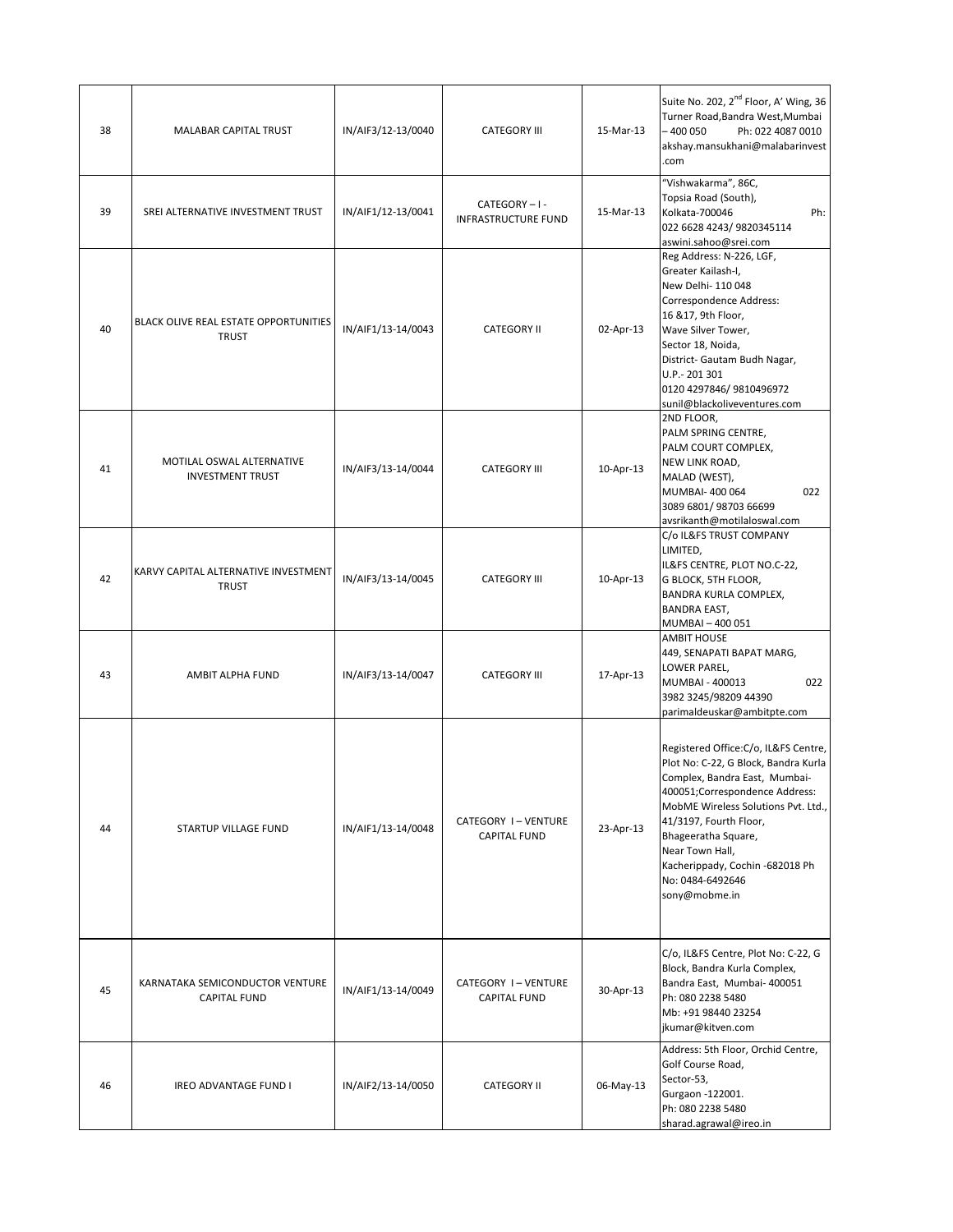| 38 | MALABAR CAPITAL TRUST | IN/AIF3/12-13/0040 | CATEGORY III | 15-Mar-13 | Suite No. 202, 2nd Floor, A' Wing, 36 Turner Road,Bandra West,Mumbai – 400 050 Ph: 022 4087 0010 akshay.mansukhani@malabarinvest.com |
|---|---|---|---|---|---|
| 39 | SREI ALTERNATIVE INVESTMENT TRUST | IN/AIF1/12-13/0041 | CATEGORY – I - INFRASTRUCTURE FUND | 15-Mar-13 | "Vishwakarma", 86C, Topsia Road (South), Kolkata-700046 Ph: 022 6628 4243/ 9820345114 aswini.sahoo@srei.com |
| 40 | BLACK OLIVE REAL ESTATE OPPORTUNITIES TRUST | IN/AIF1/13-14/0043 | CATEGORY II | 02-Apr-13 | Reg Address: N-226, LGF, Greater Kailash-I, New Delhi- 110 048 Correspondence Address: 16 &17, 9th Floor, Wave Silver Tower, Sector 18, Noida, District- Gautam Budh Nagar, U.P.- 201 301 0120 4297846/ 9810496972 sunil@blackoliveventures.com |
| 41 | MOTILAL OSWAL ALTERNATIVE INVESTMENT TRUST | IN/AIF3/13-14/0044 | CATEGORY III | 10-Apr-13 | 2ND FLOOR, PALM SPRING CENTRE, PALM COURT COMPLEX, NEW LINK ROAD, MALAD (WEST), MUMBAI- 400 064 022 3089 6801/ 98703 66699 avsrikanth@motilaloswal.com |
| 42 | KARVY CAPITAL ALTERNATIVE INVESTMENT TRUST | IN/AIF3/13-14/0045 | CATEGORY III | 10-Apr-13 | C/o IL&FS TRUST COMPANY LIMITED, IL&FS CENTRE, PLOT NO.C-22, G BLOCK, 5TH FLOOR, BANDRA KURLA COMPLEX, BANDRA EAST, MUMBAI – 400 051 |
| 43 | AMBIT ALPHA FUND | IN/AIF3/13-14/0047 | CATEGORY III | 17-Apr-13 | AMBIT HOUSE 449, SENAPATI BAPAT MARG, LOWER PAREL, MUMBAI - 400013 022 3982 3245/98209 44390 parimaldeuskar@ambitpte.com |
| 44 | STARTUP VILLAGE FUND | IN/AIF1/13-14/0048 | CATEGORY I – VENTURE CAPITAL FUND | 23-Apr-13 | Registered Office:C/o, IL&FS Centre, Plot No: C-22, G Block, Bandra Kurla Complex, Bandra East, Mumbai-400051;Correspondence Address: MobME Wireless Solutions Pvt. Ltd., 41/3197, Fourth Floor, Bhageeratha Square, Near Town Hall, Kacherippady, Cochin -682018 Ph No: 0484-6492646 sony@mobme.in |
| 45 | KARNATAKA SEMICONDUCTOR VENTURE CAPITAL FUND | IN/AIF1/13-14/0049 | CATEGORY I – VENTURE CAPITAL FUND | 30-Apr-13 | C/o, IL&FS Centre, Plot No: C-22, G Block, Bandra Kurla Complex, Bandra East, Mumbai- 400051 Ph: 080 2238 5480 Mb: +91 98440 23254 jkumar@kitven.com |
| 46 | IREO ADVANTAGE FUND I | IN/AIF2/13-14/0050 | CATEGORY II | 06-May-13 | Address: 5th Floor, Orchid Centre, Golf Course Road, Sector-53, Gurgaon -122001. Ph: 080 2238 5480 sharad.agrawal@ireo.in |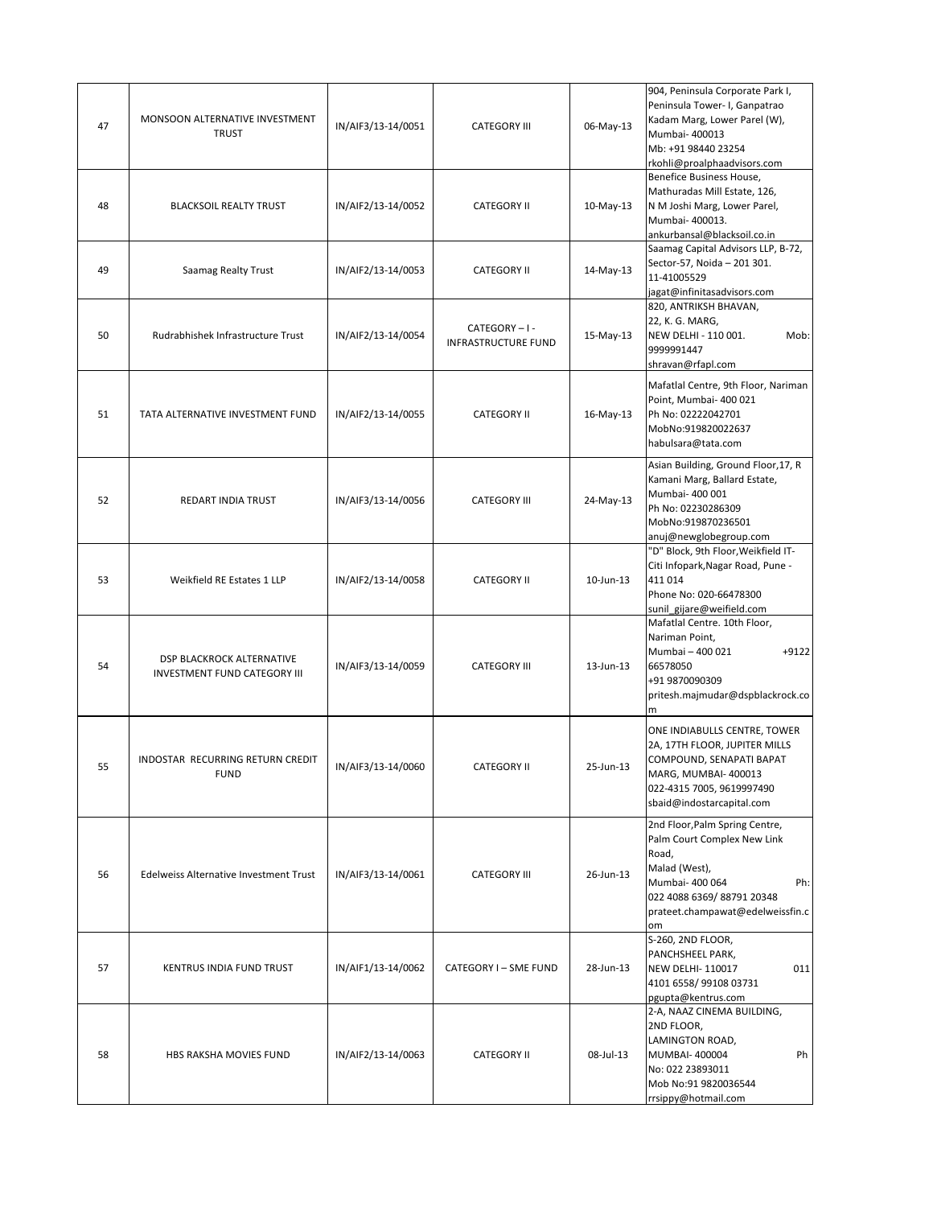| 47 | MONSOON ALTERNATIVE INVESTMENT TRUST | IN/AIF3/13-14/0051 | CATEGORY III | 06-May-13 | 904, Peninsula Corporate Park I, Peninsula Tower- I, Ganpatrao Kadam Marg, Lower Parel (W), Mumbai- 400013<br>Mb: +91 98440 23254<br>rkohli@proalphaadvisors.com |
|---|---|---|---|---|---|
| 48 | BLACKSOIL REALTY TRUST | IN/AIF2/13-14/0052 | CATEGORY II | 10-May-13 | Benefice Business House, Mathuradas Mill Estate, 126, N M Joshi Marg, Lower Parel, Mumbai- 400013.<br>ankurbansal@blacksoil.co.in |
| 49 | Saamag Realty Trust | IN/AIF2/13-14/0053 | CATEGORY II | 14-May-13 | Saamag Capital Advisors LLP, B-72, Sector-57, Noida – 201 301.<br>11-41005529<br>jagat@infinitasadvisors.com |
| 50 | Rudrabhishek Infrastructure Trust | IN/AIF2/13-14/0054 | CATEGORY – I - INFRASTRUCTURE FUND | 15-May-13 | 820, ANTRIKSH BHAVAN, 22, K. G. MARG, NEW DELHI - 110 001. Mob: 9999991447<br>shravan@rfapl.com |
| 51 | TATA ALTERNATIVE INVESTMENT FUND | IN/AIF2/13-14/0055 | CATEGORY II | 16-May-13 | Mafatlal Centre, 9th Floor, Nariman Point, Mumbai- 400 021<br>Ph No: 02222042701<br>MobNo:919820022637<br>habulsara@tata.com |
| 52 | REDART INDIA TRUST | IN/AIF3/13-14/0056 | CATEGORY III | 24-May-13 | Asian Building, Ground Floor,17, R Kamani Marg, Ballard Estate, Mumbai- 400 001<br>Ph No: 02230286309<br>MobNo:919870236501<br>anuj@newglobegroup.com |
| 53 | Weikfield RE Estates 1 LLP | IN/AIF2/13-14/0058 | CATEGORY II | 10-Jun-13 | "D" Block, 9th Floor,Weikfield IT-Citi Infopark,Nagar Road, Pune - 411 014<br>Phone No: 020-66478300<br>sunil_gijare@weifield.com |
| 54 | DSP BLACKROCK ALTERNATIVE INVESTMENT FUND CATEGORY III | IN/AIF3/13-14/0059 | CATEGORY III | 13-Jun-13 | Mafatlal Centre. 10th Floor, Nariman Point, Mumbai – 400 021 +9122 66578050<br>+91 9870090309<br>pritesh.majmudar@dspblackrock.com |
| 55 | INDOSTAR RECURRING RETURN CREDIT FUND | IN/AIF3/13-14/0060 | CATEGORY II | 25-Jun-13 | ONE INDIABULLS CENTRE, TOWER 2A, 17TH FLOOR, JUPITER MILLS COMPOUND, SENAPATI BAPAT MARG, MUMBAI- 400013<br>022-4315 7005, 9619997490<br>sbaid@indostarcapital.com |
| 56 | Edelweiss Alternative Investment Trust | IN/AIF3/13-14/0061 | CATEGORY III | 26-Jun-13 | 2nd Floor,Palm Spring Centre, Palm Court Complex New Link Road, Malad (West), Mumbai- 400 064 Ph: 022 4088 6369/ 88791 20348<br>prateet.champawat@edelweissfin.com |
| 57 | KENTRUS INDIA FUND TRUST | IN/AIF1/13-14/0062 | CATEGORY I – SME FUND | 28-Jun-13 | S-260, 2ND FLOOR, PANCHSHEEL PARK, NEW DELHI- 110017 011 4101 6558/ 99108 03731<br>pgupta@kentrus.com |
| 58 | HBS RAKSHA MOVIES FUND | IN/AIF2/13-14/0063 | CATEGORY II | 08-Jul-13 | 2-A, NAAZ CINEMA BUILDING, 2ND FLOOR, LAMINGTON ROAD, MUMBAI- 400004 Ph No: 022 23893011<br>Mob No:91 9820036544<br>rrsippy@hotmail.com |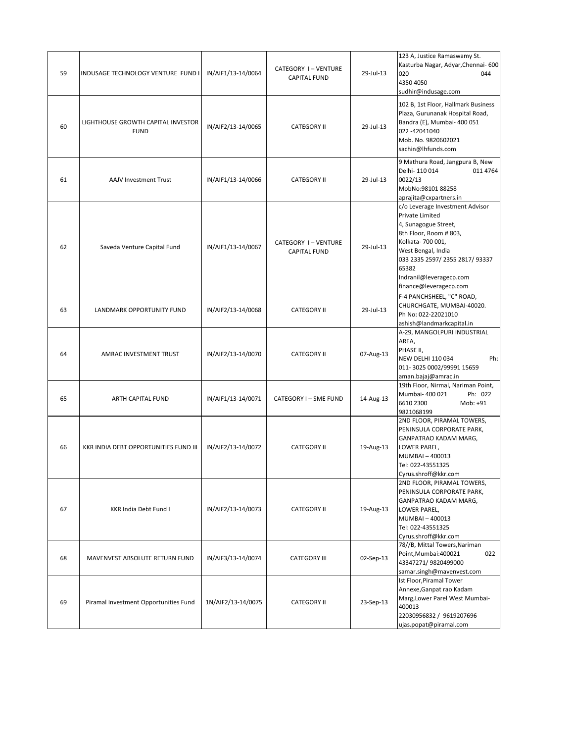| 59 | INDUSAGE TECHNOLOGY VENTURE FUND I | IN/AIF1/13-14/0064 | CATEGORY I – VENTURE CAPITAL FUND | 29-Jul-13 | 123 A, Justice Ramaswamy St. Kasturba Nagar, Adyar,Chennai- 600 020 044 4350 4050 sudhir@indusage.com |
|---|---|---|---|---|---|
| 60 | LIGHTHOUSE GROWTH CAPITAL INVESTOR FUND | IN/AIF2/13-14/0065 | CATEGORY II | 29-Jul-13 | 102 B, 1st Floor, Hallmark Business Plaza, Gurunanak Hospital Road, Bandra (E), Mumbai- 400 051 022 -42041040 Mob. No. 9820602021 sachin@lhfunds.com |
| 61 | AAJV Investment Trust | IN/AIF1/13-14/0066 | CATEGORY II | 29-Jul-13 | 9 Mathura Road, Jangpura B, New Delhi- 110 014 011 4764 0022/13 MobNo:98101 88258 aprajita@cxpartners.in |
| 62 | Saveda Venture Capital Fund | IN/AIF1/13-14/0067 | CATEGORY I – VENTURE CAPITAL FUND | 29-Jul-13 | c/o Leverage Investment Advisor Private Limited 4, Sunagogue Street, 8th Floor, Room # 803, Kolkata- 700 001, West Bengal, India 033 2335 2597/ 2355 2817/ 93337 65382 Indranil@leveragecp.com finance@leveragecp.com |
| 63 | LANDMARK OPPORTUNITY FUND | IN/AIF2/13-14/0068 | CATEGORY II | 29-Jul-13 | F-4 PANCHSHEEL, "C" ROAD, CHURCHGATE, MUMBAI-40020. Ph No: 022-22021010 ashish@landmarkcapital.in |
| 64 | AMRAC INVESTMENT TRUST | IN/AIF2/13-14/0070 | CATEGORY II | 07-Aug-13 | A-29, MANGOLPURI INDUSTRIAL AREA, PHASE II, NEW DELHI 110 034 Ph: 011- 3025 0002/99991 15659 aman.bajaj@amrac.in |
| 65 | ARTH CAPITAL FUND | IN/AIF1/13-14/0071 | CATEGORY I – SME FUND | 14-Aug-13 | 19th Floor, Nirmal, Nariman Point, Mumbai- 400 021 Ph: 022 6610 2300 Mob: +91 9821068199 |
| 66 | KKR INDIA DEBT OPPORTUNITIES FUND III | IN/AIF2/13-14/0072 | CATEGORY II | 19-Aug-13 | 2ND FLOOR, PIRAMAL TOWERS, PENINSULA CORPORATE PARK, GANPATRAO KADAM MARG, LOWER PAREL, MUMBAI – 400013 Tel: 022-43551325 Cyrus.shroff@kkr.com |
| 67 | KKR India Debt Fund I | IN/AIF2/13-14/0073 | CATEGORY II | 19-Aug-13 | 2ND FLOOR, PIRAMAL TOWERS, PENINSULA CORPORATE PARK, GANPATRAO KADAM MARG, LOWER PAREL, MUMBAI – 400013 Tel: 022-43551325 Cyrus.shroff@kkr.com |
| 68 | MAVENVEST ABSOLUTE RETURN FUND | IN/AIF3/13-14/0074 | CATEGORY III | 02-Sep-13 | 78//B, Mittal Towers,Nariman Point,Mumbai:400021 022 43347271/ 9820499000 samar.singh@mavenvest.com |
| 69 | Piramal Investment Opportunities Fund | 1N/AIF2/13-14/0075 | CATEGORY II | 23-Sep-13 | Ist Floor,Piramal Tower Annexe,Ganpat rao Kadam Marg,Lower Parel West Mumbai-400013 22030956832 / 9619207696 ujas.popat@piramal.com |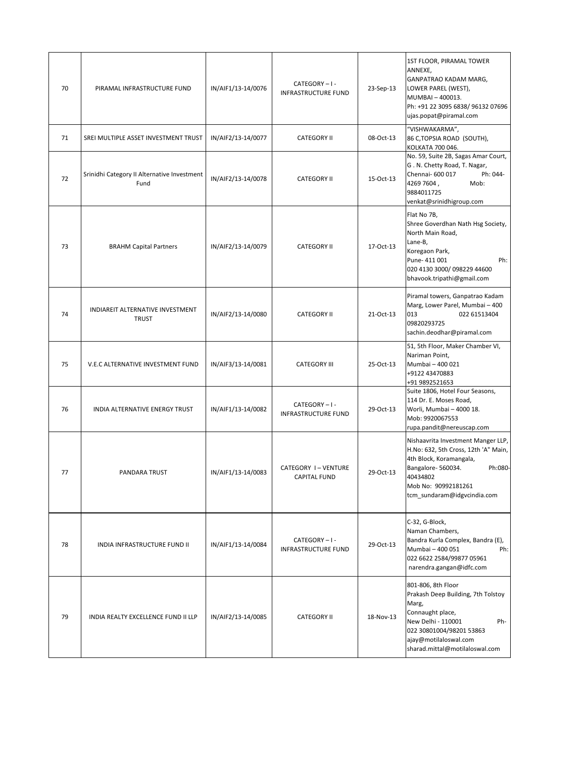| 70 | PIRAMAL INFRASTRUCTURE FUND | IN/AIF1/13-14/0076 | CATEGORY – I - INFRASTRUCTURE FUND | 23-Sep-13 | 1ST FLOOR, PIRAMAL TOWER ANNEXE, GANPATRAO KADAM MARG, LOWER PAREL (WEST), MUMBAI – 400013. Ph: +91 22 3095 6838/ 96132 07696 ujas.popat@piramal.com |
|---|---|---|---|---|---|
| 71 | SREI MULTIPLE ASSET INVESTMENT TRUST | IN/AIF2/13-14/0077 | CATEGORY II | 08-Oct-13 | "VISHWAKARMA", 86 C,TOPSIA ROAD (SOUTH), KOLKATA 700 046. |
| 72 | Srinidhi Category II Alternative Investment Fund | IN/AIF2/13-14/0078 | CATEGORY II | 15-Oct-13 | No. 59, Suite 2B, Sagas Amar Court, G . N. Chetty Road, T. Nagar, Chennai- 600 017 Ph: 044-4269 7604 , Mob: 9884011725 venkat@srinidhigroup.com |
| 73 | BRAHM Capital Partners | IN/AIF2/13-14/0079 | CATEGORY II | 17-Oct-13 | Flat No 7B, Shree Goverdhan Nath Hsg Society, North Main Road, Lane-B, Koregaon Park, Pune- 411 001 Ph: 020 4130 3000/ 098229 44600 bhavook.tripathi@gmail.com |
| 74 | INDIAREIT ALTERNATIVE INVESTMENT TRUST | IN/AIF2/13-14/0080 | CATEGORY II | 21-Oct-13 | Piramal towers, Ganpatrao Kadam Marg, Lower Parel, Mumbai – 400 013 022 61513404 09820293725 sachin.deodhar@piramal.com |
| 75 | V.E.C ALTERNATIVE INVESTMENT FUND | IN/AIF3/13-14/0081 | CATEGORY III | 25-Oct-13 | 51, 5th Floor, Maker Chamber VI, Nariman Point, Mumbai – 400 021 +9122 43470883 +91 9892521653 |
| 76 | INDIA ALTERNATIVE ENERGY TRUST | IN/AIF1/13-14/0082 | CATEGORY – I - INFRASTRUCTURE FUND | 29-Oct-13 | Suite 1806, Hotel Four Seasons, 114 Dr. E. Moses Road, Worli, Mumbai – 4000 18. Mob: 9920067553 rupa.pandit@nereuscap.com |
| 77 | PANDARA TRUST | IN/AIF1/13-14/0083 | CATEGORY I – VENTURE CAPITAL FUND | 29-Oct-13 | Nishaavrita Investment Manger LLP, H.No: 632, 5th Cross, 12th 'A" Main, 4th Block, Koramangala, Bangalore- 560034. Ph:080-40434802 Mob No: 90992181261 tcm_sundaram@idgvcindia.com |
| 78 | INDIA INFRASTRUCTURE FUND II | IN/AIF1/13-14/0084 | CATEGORY – I - INFRASTRUCTURE FUND | 29-Oct-13 | C-32, G-Block, Naman Chambers, Bandra Kurla Complex, Bandra (E), Mumbai – 400 051 Ph: 022 6622 2584/99877 05961 narendra.gangan@idfc.com |
| 79 | INDIA REALTY EXCELLENCE FUND II LLP | IN/AIF2/13-14/0085 | CATEGORY II | 18-Nov-13 | 801-806, 8th Floor Prakash Deep Building, 7th Tolstoy Marg, Connaught place, New Delhi - 110001 Ph-022 30801004/98201 53863 ajay@motilaloswal.com sharad.mittal@motilaloswal.com |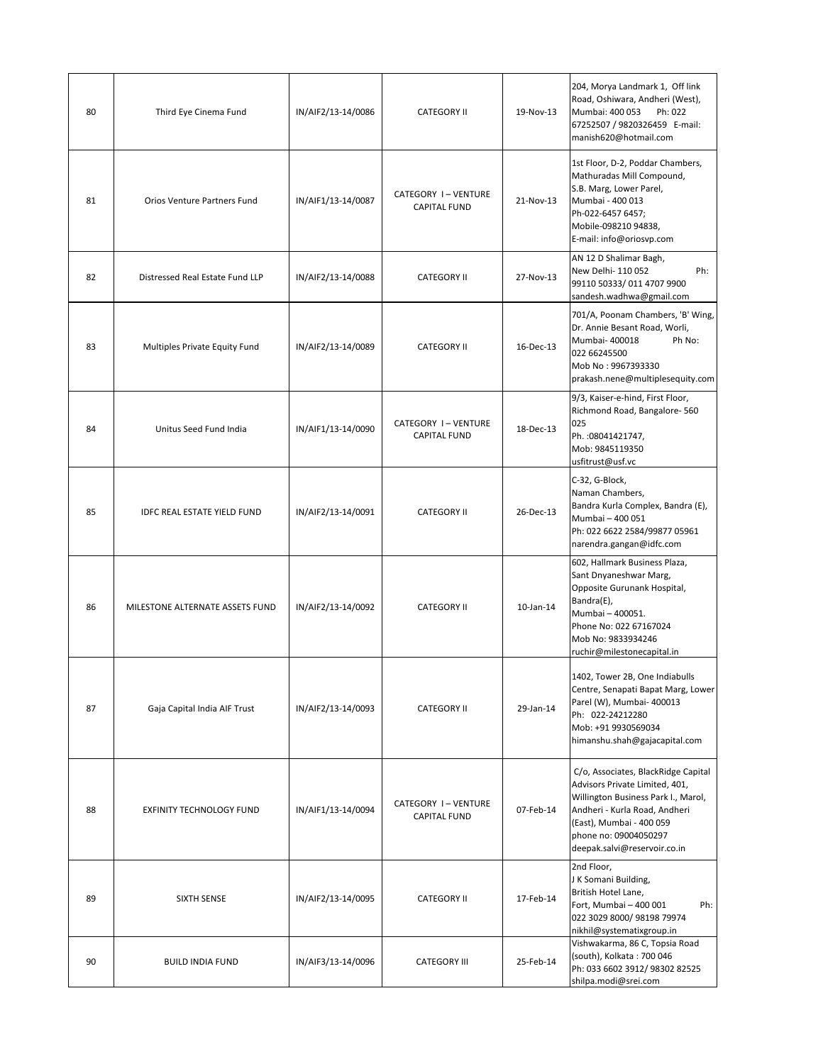| 80 | Third Eye Cinema Fund | IN/AIF2/13-14/0086 | CATEGORY II | 19-Nov-13 | 204, Morya Landmark 1, Off link Road, Oshiwara, Andheri (West), Mumbai: 400 053 Ph: 022 67252507 / 9820326459 E-mail: manish620@hotmail.com |
|---|---|---|---|---|---|
| 81 | Orios Venture Partners Fund | IN/AIF1/13-14/0087 | CATEGORY I – VENTURE CAPITAL FUND | 21-Nov-13 | 1st Floor, D-2, Poddar Chambers, Mathuradas Mill Compound, S.B. Marg, Lower Parel, Mumbai - 400 013 Ph-022-6457 6457; Mobile-098210 94838, E-mail: info@oriosvp.com |
| 82 | Distressed Real Estate Fund LLP | IN/AIF2/13-14/0088 | CATEGORY II | 27-Nov-13 | AN 12 D Shalimar Bagh, New Delhi- 110 052 Ph: 99110 50333/ 011 4707 9900 sandesh.wadhwa@gmail.com |
| 83 | Multiples Private Equity Fund | IN/AIF2/13-14/0089 | CATEGORY II | 16-Dec-13 | 701/A, Poonam Chambers, 'B' Wing, Dr. Annie Besant Road, Worli, Mumbai- 400018 Ph No: 022 66245500 Mob No : 9967393330 prakash.nene@multiplesequity.com |
| 84 | Unitus Seed Fund India | IN/AIF1/13-14/0090 | CATEGORY I – VENTURE CAPITAL FUND | 18-Dec-13 | 9/3, Kaiser-e-hind, First Floor, Richmond Road, Bangalore- 560 025 Ph. :08041421747, Mob: 9845119350 usfitrust@usf.vc |
| 85 | IDFC REAL ESTATE YIELD FUND | IN/AIF2/13-14/0091 | CATEGORY II | 26-Dec-13 | C-32, G-Block, Naman Chambers, Bandra Kurla Complex, Bandra (E), Mumbai – 400 051 Ph: 022 6622 2584/99877 05961 narendra.gangan@idfc.com |
| 86 | MILESTONE ALTERNATE ASSETS FUND | IN/AIF2/13-14/0092 | CATEGORY II | 10-Jan-14 | 602, Hallmark Business Plaza, Sant Dnyaneshwar Marg, Opposite Gurunank Hospital, Bandra(E), Mumbai – 400051. Phone No: 022 67167024 Mob No: 9833934246 ruchir@milestonecapital.in |
| 87 | Gaja Capital India AIF Trust | IN/AIF2/13-14/0093 | CATEGORY II | 29-Jan-14 | 1402, Tower 2B, One Indiabulls Centre, Senapati Bapat Marg, Lower Parel (W), Mumbai- 400013 Ph: 022-24212280 Mob: +91 9930569034 himanshu.shah@gajacapital.com |
| 88 | EXFINITY TECHNOLOGY FUND | IN/AIF1/13-14/0094 | CATEGORY I – VENTURE CAPITAL FUND | 07-Feb-14 | C/o, Associates, BlackRidge Capital Advisors Private Limited, 401, Willington Business Park I., Marol, Andheri - Kurla Road, Andheri (East), Mumbai - 400 059 phone no: 09004050297 deepak.salvi@reservoir.co.in |
| 89 | SIXTH SENSE | IN/AIF2/13-14/0095 | CATEGORY II | 17-Feb-14 | 2nd Floor, J K Somani Building, British Hotel Lane, Fort, Mumbai – 400 001 Ph: 022 3029 8000/ 98198 79974 nikhil@systematixgroup.in |
| 90 | BUILD INDIA FUND | IN/AIF3/13-14/0096 | CATEGORY III | 25-Feb-14 | Vishwakarma, 86 C, Topsia Road (south), Kolkata : 700 046 Ph: 033 6602 3912/ 98302 82525 shilpa.modi@srei.com |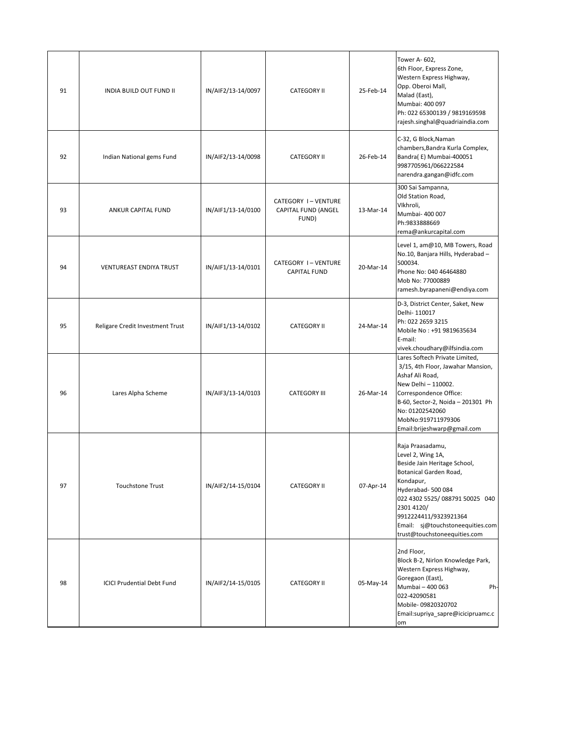| 91 | INDIA BUILD OUT FUND II | IN/AIF2/13-14/0097 | CATEGORY II | 25-Feb-14 | Tower A- 602,<br>6th Floor, Express Zone,<br>Western Express Highway,<br>Opp. Oberoi Mall,<br>Malad (East),<br>Mumbai: 400 097<br>Ph: 022 65300139 / 9819169598<br>rajesh.singhal@quadriaindia.com |
|---|---|---|---|---|---|
| 92 | Indian National gems Fund | IN/AIF2/13-14/0098 | CATEGORY II | 26-Feb-14 | C-32, G Block,Naman chambers,Bandra Kurla Complex, Bandra( E) Mumbai-400051<br>9987705961/066222584<br>narendra.gangan@idfc.com |
| 93 | ANKUR CAPITAL FUND | IN/AIF1/13-14/0100 | CATEGORY I – VENTURE CAPITAL FUND (ANGEL FUND) | 13-Mar-14 | 300 Sai Sampanna,<br>Old Station Road,<br>VIkhroli,<br>Mumbai- 400 007<br>Ph:9833888669<br>rema@ankurcapital.com |
| 94 | VENTUREAST ENDIYA TRUST | IN/AIF1/13-14/0101 | CATEGORY I – VENTURE CAPITAL FUND | 20-Mar-14 | Level 1, am@10, MB Towers, Road No.10, Banjara Hills, Hyderabad – 500034.<br>Phone No: 040 46464880<br>Mob No: 77000889<br>ramesh.byrapaneni@endiya.com |
| 95 | Religare Credit Investment Trust | IN/AIF1/13-14/0102 | CATEGORY II | 24-Mar-14 | D-3, District Center, Saket, New Delhi- 110017<br>Ph: 022 2659 3215<br>Mobile No : +91 9819635634<br>E-mail:<br>vivek.choudhary@ilfsindia.com |
| 96 | Lares Alpha Scheme | IN/AIF3/13-14/0103 | CATEGORY III | 26-Mar-14 | Lares Softech Private Limited,<br>3/15, 4th Floor, Jawahar Mansion, Ashaf Ali Road,<br>New Delhi – 110002.<br>Correspondence Office:<br>B-60, Sector-2, Noida – 201301 Ph No: 01202542060<br>MobNo:919711979306<br>Email:brijeshwarp@gmail.com |
| 97 | Touchstone Trust | IN/AIF2/14-15/0104 | CATEGORY II | 07-Apr-14 | Raja Praasadamu,<br>Level 2, Wing 1A,<br>Beside Jain Heritage School,<br>Botanical Garden Road,<br>Kondapur,<br>Hyderabad- 500 084<br>022 4302 5525/ 088791 50025 040 2301 4120/<br>9912224411/9323921364<br>Email: sj@touchstoneequities.com<br>trust@touchstoneequities.com |
| 98 | ICICI Prudential Debt Fund | IN/AIF2/14-15/0105 | CATEGORY II | 05-May-14 | 2nd Floor,<br>Block B-2, Nirlon Knowledge Park,<br>Western Express Highway,<br>Goregaon (East),<br>Mumbai – 400 063 Ph-022-42090581<br>Mobile- 09820320702<br>Email:supriya_sapre@icicipruamc.com |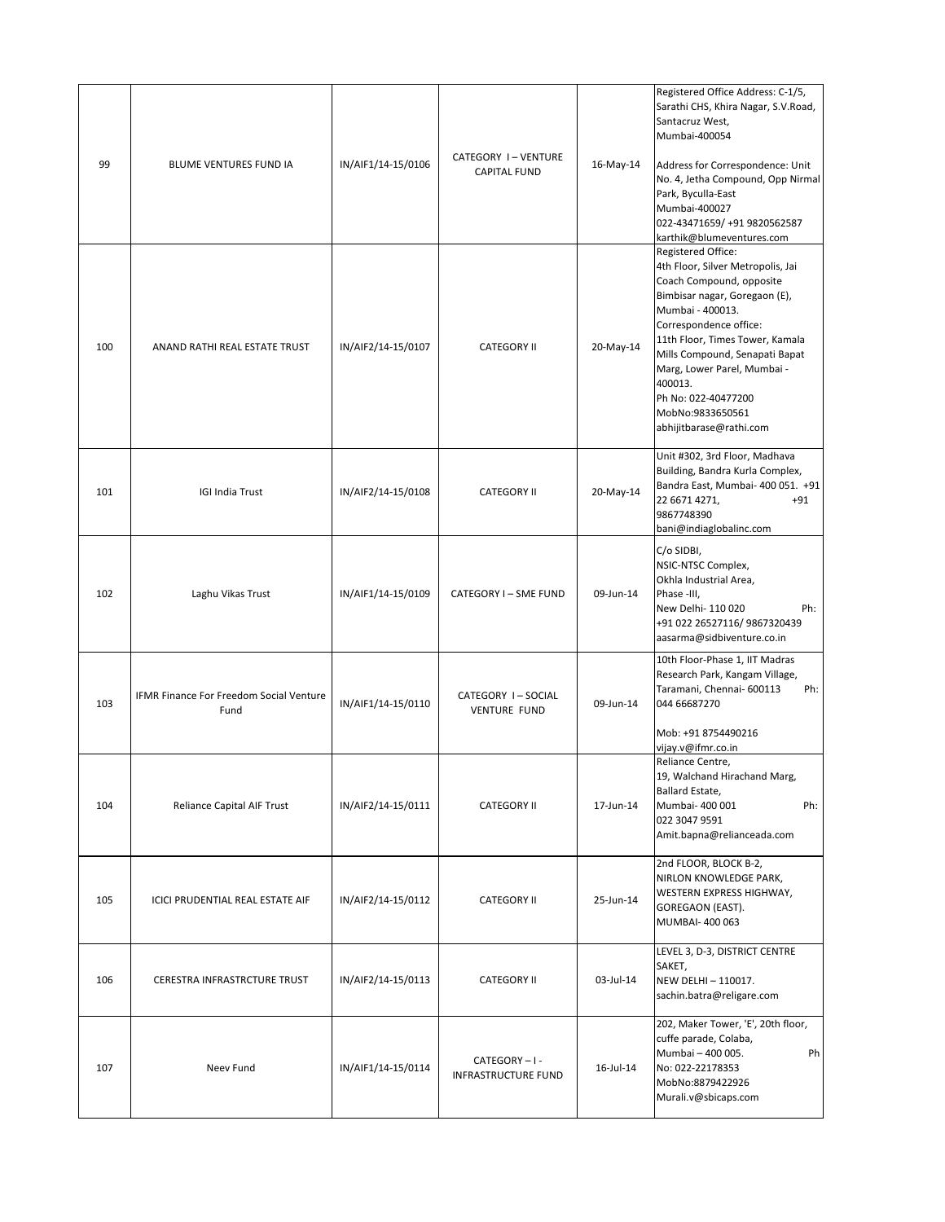| 99 | BLUME VENTURES FUND IA | IN/AIF1/14-15/0106 | CATEGORY I – VENTURE CAPITAL FUND | 16-May-14 | Registered Office Address: C-1/5, Sarathi CHS, Khira Nagar, S.V.Road, Santacruz West, Mumbai-400054<br><br>Address for Correspondence: Unit No. 4, Jetha Compound, Opp Nirmal Park, Byculla-East Mumbai-400027 022-43471659/ +91 9820562587 karthik@blumeventures.com |
|---|---|---|---|---|---|
| 100 | ANAND RATHI REAL ESTATE TRUST | IN/AIF2/14-15/0107 | CATEGORY II | 20-May-14 | Registered Office: 4th Floor, Silver Metropolis, Jai Coach Compound, opposite Bimbisar nagar, Goregaon (E), Mumbai - 400013. Correspondence office: 11th Floor, Times Tower, Kamala Mills Compound, Senapati Bapat Marg, Lower Parel, Mumbai - 400013. Ph No: 022-40477200 MobNo:9833650561 abhijitbarase@rathi.com |
| 101 | IGI India Trust | IN/AIF2/14-15/0108 | CATEGORY II | 20-May-14 | Unit #302, 3rd Floor, Madhava Building, Bandra Kurla Complex, Bandra East, Mumbai- 400 051. +91 22 6671 4271, +91 9867748390 bani@indiaglobalinc.com |
| 102 | Laghu Vikas Trust | IN/AIF1/14-15/0109 | CATEGORY I – SME FUND | 09-Jun-14 | C/o SIDBI, NSIC-NTSC Complex, Okhla Industrial Area, Phase -III, New Delhi- 110 020 Ph: +91 022 26527116/ 9867320439 aasarma@sidbiventure.co.in |
| 103 | IFMR Finance For Freedom Social Venture Fund | IN/AIF1/14-15/0110 | CATEGORY I – SOCIAL VENTURE FUND | 09-Jun-14 | 10th Floor-Phase 1, IIT Madras Research Park, Kangam Village, Taramani, Chennai- 600113 Ph: 044 66687270<br><br>Mob: +91 8754490216 vijay.v@ifmr.co.in |
| 104 | Reliance Capital AIF Trust | IN/AIF2/14-15/0111 | CATEGORY II | 17-Jun-14 | Reliance Centre, 19, Walchand Hirachand Marg, Ballard Estate, Mumbai- 400 001 Ph: 022 3047 9591 Amit.bapna@relianceada.com |
| 105 | ICICI PRUDENTIAL REAL ESTATE AIF | IN/AIF2/14-15/0112 | CATEGORY II | 25-Jun-14 | 2nd FLOOR, BLOCK B-2, NIRLON KNOWLEDGE PARK, WESTERN EXPRESS HIGHWAY, GOREGAON (EAST). MUMBAI- 400 063 |
| 106 | CERESTRA INFRASTRCTURE TRUST | IN/AIF2/14-15/0113 | CATEGORY II | 03-Jul-14 | LEVEL 3, D-3, DISTRICT CENTRE SAKET, NEW DELHI – 110017. sachin.batra@religare.com |
| 107 | Neev Fund | IN/AIF1/14-15/0114 | CATEGORY – I - INFRASTRUCTURE FUND | 16-Jul-14 | 202, Maker Tower, 'E', 20th floor, cuffe parade, Colaba, Mumbai – 400 005. Ph No: 022-22178353 MobNo:8879422926 Murali.v@sbicaps.com |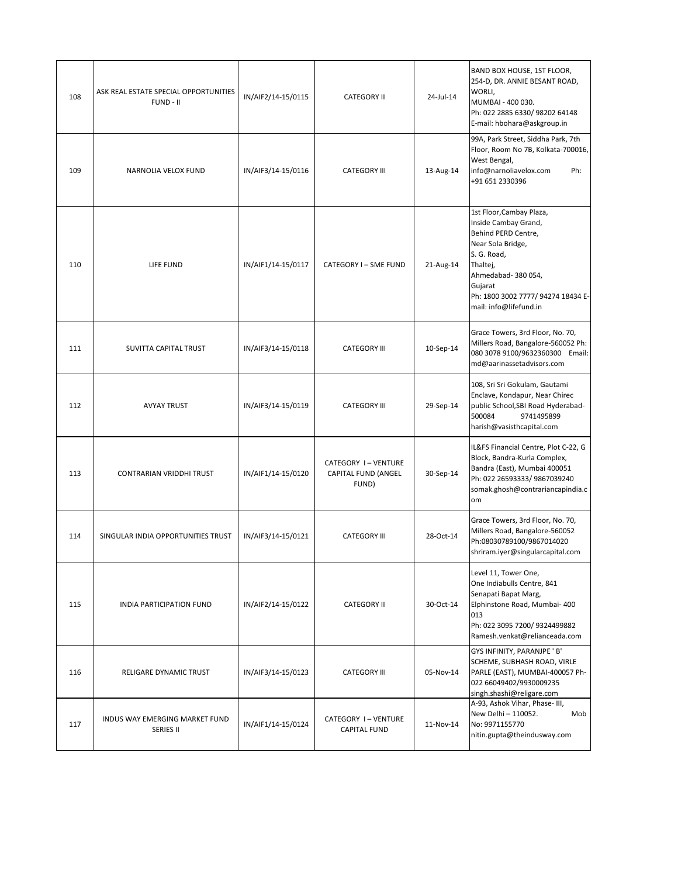| 108 | ASK REAL ESTATE SPECIAL OPPORTUNITIES FUND - II | IN/AIF2/14-15/0115 | CATEGORY II | 24-Jul-14 | BAND BOX HOUSE, 1ST FLOOR, 254-D, DR. ANNIE BESANT ROAD, WORLI, MUMBAI - 400 030. Ph: 022 2885 6330/ 98202 64148 E-mail: hbohara@askgroup.in |
|---|---|---|---|---|---|
| 109 | NARNOLIA VELOX FUND | IN/AIF3/14-15/0116 | CATEGORY III | 13-Aug-14 | 99A, Park Street, Siddha Park, 7th Floor, Room No 7B, Kolkata-700016, West Bengal, info@narnoliavelox.com Ph: +91 651 2330396 |
| 110 | LIFE FUND | IN/AIF1/14-15/0117 | CATEGORY I – SME FUND | 21-Aug-14 | 1st Floor,Cambay Plaza, Inside Cambay Grand, Behind PERD Centre, Near Sola Bridge, S. G. Road, Thaltej, Ahmedabad- 380 054, Gujarat Ph: 1800 3002 7777/ 94274 18434 E-mail: info@lifefund.in |
| 111 | SUVITTA CAPITAL TRUST | IN/AIF3/14-15/0118 | CATEGORY III | 10-Sep-14 | Grace Towers, 3rd Floor, No. 70, Millers Road, Bangalore-560052 Ph: 080 3078 9100/9632360300 Email: md@aarinassetadvisors.com |
| 112 | AVYAY TRUST | IN/AIF3/14-15/0119 | CATEGORY III | 29-Sep-14 | 108, Sri Sri Gokulam, Gautami Enclave, Kondapur, Near Chirec public School,SBI Road Hyderabad-500084 9741495899 harish@vasisthcapital.com |
| 113 | CONTRARIAN VRIDDHI TRUST | IN/AIF1/14-15/0120 | CATEGORY I – VENTURE CAPITAL FUND (ANGEL FUND) | 30-Sep-14 | IL&FS Financial Centre, Plot C-22, G Block, Bandra-Kurla Complex, Bandra (East), Mumbai 400051 Ph: 022 26593333/ 9867039240 somak.ghosh@contrariancapindia.com |
| 114 | SINGULAR INDIA OPPORTUNITIES TRUST | IN/AIF3/14-15/0121 | CATEGORY III | 28-Oct-14 | Grace Towers, 3rd Floor, No. 70, Millers Road, Bangalore-560052 Ph:08030789100/9867014020 shriram.iyer@singularcapital.com |
| 115 | INDIA PARTICIPATION FUND | IN/AIF2/14-15/0122 | CATEGORY II | 30-Oct-14 | Level 11, Tower One, One Indiabulls Centre, 841 Senapati Bapat Marg, Elphinstone Road, Mumbai- 400 013 Ph: 022 3095 7200/ 9324499882 Ramesh.venkat@relianceada.com |
| 116 | RELIGARE DYNAMIC TRUST | IN/AIF3/14-15/0123 | CATEGORY III | 05-Nov-14 | GYS INFINITY, PARANJPE ' B' SCHEME, SUBHASH ROAD, VIRLE PARLE (EAST), MUMBAI-400057 Ph-022 66049402/9930009235 singh.shashi@religare.com |
| 117 | INDUS WAY EMERGING MARKET FUND SERIES II | IN/AIF1/14-15/0124 | CATEGORY I – VENTURE CAPITAL FUND | 11-Nov-14 | A-93, Ashok Vihar, Phase- III, New Delhi – 110052. Mob No: 9971155770 nitin.gupta@theindusway.com |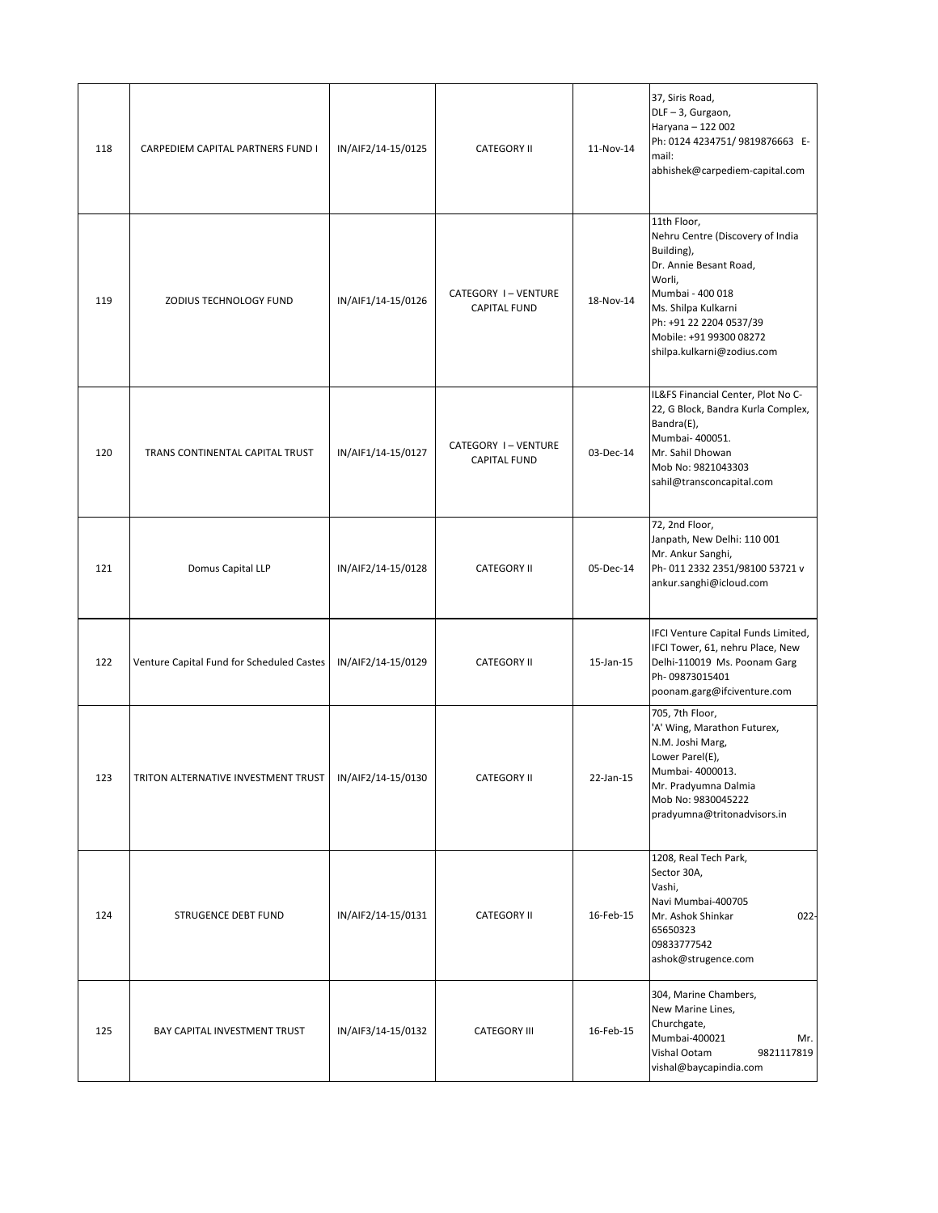| 118 | CARPEDIEM CAPITAL PARTNERS FUND I | IN/AIF2/14-15/0125 | CATEGORY II | 11-Nov-14 | 37, Siris Road, DLF – 3, Gurgaon, Haryana – 122 002 Ph: 0124 4234751/ 9819876663 E-mail: abhishek@carpediem-capital.com |
|---|---|---|---|---|---|
| 119 | ZODIUS TECHNOLOGY FUND | IN/AIF1/14-15/0126 | CATEGORY I – VENTURE CAPITAL FUND | 18-Nov-14 | 11th Floor, Nehru Centre (Discovery of India Building), Dr. Annie Besant Road, Worli, Mumbai - 400 018 Ms. Shilpa Kulkarni Ph: +91 22 2204 0537/39 Mobile: +91 99300 08272 shilpa.kulkarni@zodius.com |
| 120 | TRANS CONTINENTAL CAPITAL TRUST | IN/AIF1/14-15/0127 | CATEGORY I – VENTURE CAPITAL FUND | 03-Dec-14 | IL&FS Financial Center, Plot No C-22, G Block, Bandra Kurla Complex, Bandra(E), Mumbai- 400051. Mr. Sahil Dhowan Mob No: 9821043303 sahil@transconcapital.com |
| 121 | Domus Capital LLP | IN/AIF2/14-15/0128 | CATEGORY II | 05-Dec-14 | 72, 2nd Floor, Janpath, New Delhi: 110 001 Mr. Ankur Sanghi, Ph- 011 2332 2351/98100 53721 v ankur.sanghi@icloud.com |
| 122 | Venture Capital Fund for Scheduled Castes | IN/AIF2/14-15/0129 | CATEGORY II | 15-Jan-15 | IFCI Venture Capital Funds Limited, IFCI Tower, 61, nehru Place, New Delhi-110019 Ms. Poonam Garg Ph- 09873015401 poonam.garg@ifciventure.com |
| 123 | TRITON ALTERNATIVE INVESTMENT TRUST | IN/AIF2/14-15/0130 | CATEGORY II | 22-Jan-15 | 705, 7th Floor, 'A' Wing, Marathon Futurex, N.M. Joshi Marg, Lower Parel(E), Mumbai- 4000013. Mr. Pradyumna Dalmia Mob No: 9830045222 pradyumna@tritonadvisors.in |
| 124 | STRUGENCE DEBT FUND | IN/AIF2/14-15/0131 | CATEGORY II | 16-Feb-15 | 1208, Real Tech Park, Sector 30A, Vashi, Navi Mumbai-400705 Mr. Ashok Shinkar 022-65650323 09833777542 ashok@strugence.com |
| 125 | BAY CAPITAL INVESTMENT TRUST | IN/AIF3/14-15/0132 | CATEGORY III | 16-Feb-15 | 304, Marine Chambers, New Marine Lines, Churchgate, Mumbai-400021 Mr. Vishal Ootam 9821117819 vishal@baycapindia.com |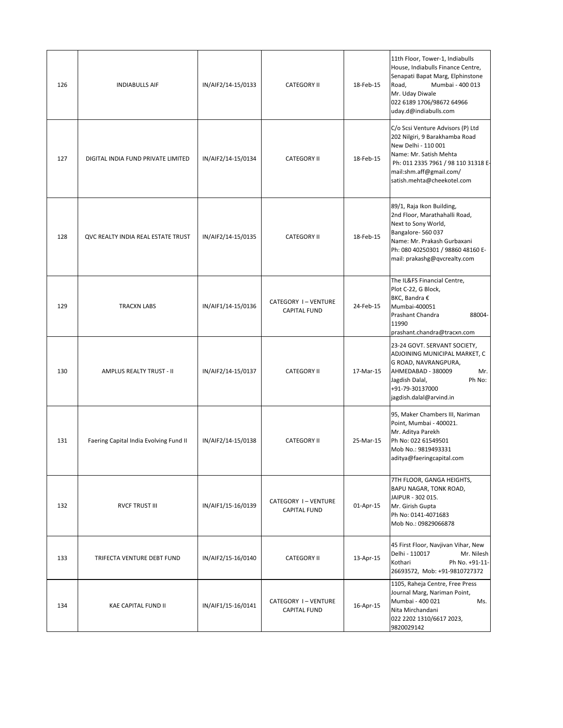| | | | | | |
|---|---|---|---|---|---|
| 126 | INDIABULLS AIF | IN/AIF2/14-15/0133 | CATEGORY II | 18-Feb-15 | 11th Floor, Tower-1, Indiabulls House, Indiabulls Finance Centre, Senapati Bapat Marg, Elphinstone Road, Mumbai - 400 013<br>Mr. Uday Diwale<br>022 6189 1706/98672 64966<br>uday.d@indiabulls.com |
| 127 | DIGITAL INDIA FUND PRIVATE LIMITED | IN/AIF2/14-15/0134 | CATEGORY II | 18-Feb-15 | C/o Scsi Venture Advisors (P) Ltd<br>202 Nilgiri, 9 Barakhamba Road<br>New Delhi - 110 001<br>Name: Mr. Satish Mehta<br>Ph: 011 2335 7961 / 98 110 31318 E-mail:shm.aff@gmail.com/<br>satish.mehta@cheekotel.com |
| 128 | QVC REALTY INDIA REAL ESTATE TRUST | IN/AIF2/14-15/0135 | CATEGORY II | 18-Feb-15 | 89/1, Raja Ikon Building,<br>2nd Floor, Marathahalli Road,<br>Next to Sony World,<br>Bangalore- 560 037<br>Name: Mr. Prakash Gurbaxani<br>Ph: 080 40250301 / 98860 48160 E-mail: prakashg@qvcrealty.com |
| 129 | TRACXN LABS | IN/AIF1/14-15/0136 | CATEGORY I – VENTURE CAPITAL FUND | 24-Feb-15 | The IL&FS Financial Centre,<br>Plot C-22, G Block,<br>BKC, Bandra €<br>Mumbai-400051<br>Prashant Chandra 88004-11990<br>prashant.chandra@tracxn.com |
| 130 | AMPLUS REALTY TRUST - II | IN/AIF2/14-15/0137 | CATEGORY II | 17-Mar-15 | 23-24 GOVT. SERVANT SOCIETY, ADJOINING MUNICIPAL MARKET, C G ROAD, NAVRANGPURA, AHMEDABAD - 380009 Mr. Jagdish Dalal, Ph No: +91-79-30137000<br>jagdish.dalal@arvind.in |
| 131 | Faering Capital India Evolving Fund II | IN/AIF2/14-15/0138 | CATEGORY II | 25-Mar-15 | 95, Maker Chambers III, Nariman Point, Mumbai - 400021.<br>Mr. Aditya Parekh<br>Ph No: 022 61549501<br>Mob No.: 9819493331<br>aditya@faeringcapital.com |
| 132 | RVCF TRUST III | IN/AIF1/15-16/0139 | CATEGORY I – VENTURE CAPITAL FUND | 01-Apr-15 | 7TH FLOOR, GANGA HEIGHTS, BAPU NAGAR, TONK ROAD, JAIPUR - 302 015.<br>Mr. Girish Gupta<br>Ph No: 0141-4071683<br>Mob No.: 09829066878 |
| 133 | TRIFECTA VENTURE DEBT FUND | IN/AIF2/15-16/0140 | CATEGORY II | 13-Apr-15 | 45 First Floor, Navjivan Vihar, New Delhi - 110017 Mr. Nilesh Kothari Ph No. +91-11-26693572, Mob: +91-9810727372 |
| 134 | KAE CAPITAL FUND II | IN/AIF1/15-16/0141 | CATEGORY I – VENTURE CAPITAL FUND | 16-Apr-15 | 1105, Raheja Centre, Free Press Journal Marg, Nariman Point, Mumbai - 400 021 Ms. Nita Mirchandani<br>022 2202 1310/6617 2023, 9820029142 |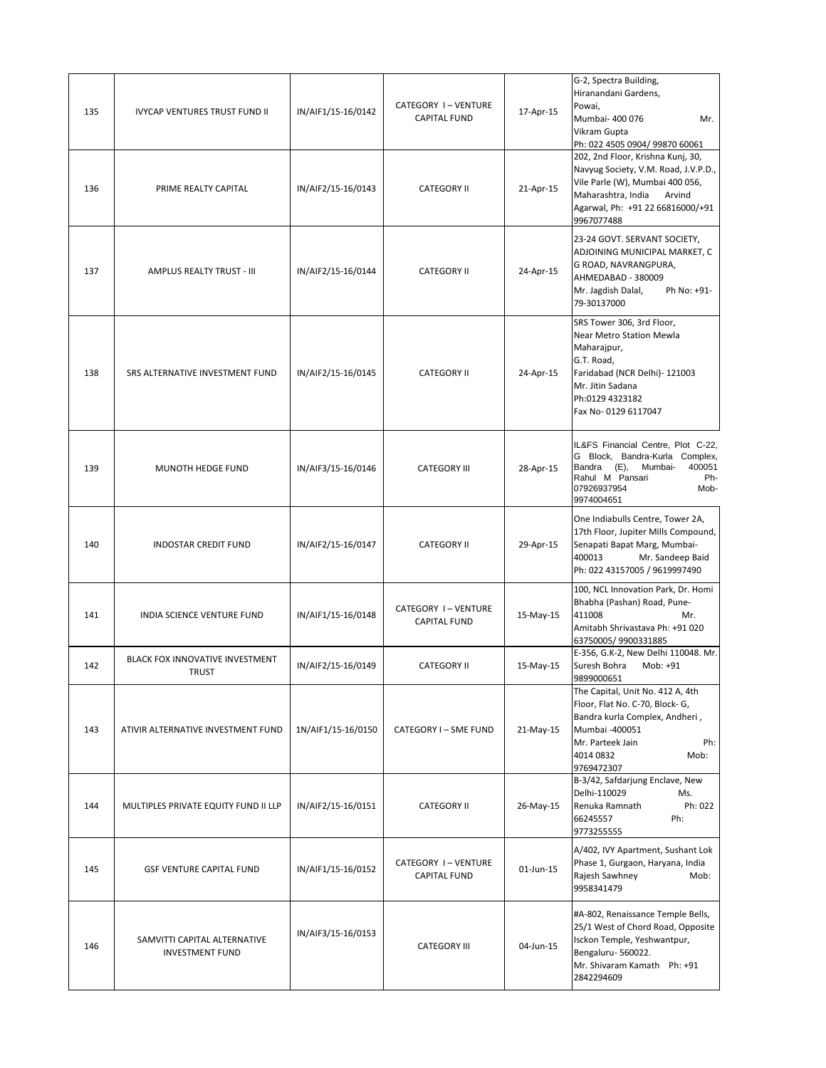| 135 | IVYCAP VENTURES TRUST FUND II | IN/AIF1/15-16/0142 | CATEGORY I – VENTURE CAPITAL FUND | 17-Apr-15 | G-2, Spectra Building, Hiranandani Gardens, Powai, Mumbai- 400 076 Mr. Vikram Gupta Ph: 022 4505 0904/ 99870 60061 |
|---|---|---|---|---|---|
| 136 | PRIME REALTY CAPITAL | IN/AIF2/15-16/0143 | CATEGORY II | 21-Apr-15 | 202, 2nd Floor, Krishna Kunj, 30, Navyug Society, V.M. Road, J.V.P.D., Vile Parle (W), Mumbai 400 056, Maharashtra, India Arvind Agarwal, Ph: +91 22 66816000/+91 9967077488 |
| 137 | AMPLUS REALTY TRUST - III | IN/AIF2/15-16/0144 | CATEGORY II | 24-Apr-15 | 23-24 GOVT. SERVANT SOCIETY, ADJOINING MUNICIPAL MARKET, C G ROAD, NAVRANGPURA, AHMEDABAD - 380009 Mr. Jagdish Dalal, Ph No: +91-79-30137000 |
| 138 | SRS ALTERNATIVE INVESTMENT FUND | IN/AIF2/15-16/0145 | CATEGORY II | 24-Apr-15 | SRS Tower 306, 3rd Floor, Near Metro Station Mewla Maharajpur, G.T. Road, Faridabad (NCR Delhi)- 121003 Mr. Jitin Sadana Ph:0129 4323182 Fax No- 0129 6117047 |
| 139 | MUNOTH HEDGE FUND | IN/AIF3/15-16/0146 | CATEGORY III | 28-Apr-15 | IL&FS Financial Centre, Plot C-22, G Block, Bandra-Kurla Complex, Bandra (E), Mumbai- 400051 Rahul M Pansari Ph- 07926937954 Mob- 9974004651 |
| 140 | INDOSTAR CREDIT FUND | IN/AIF2/15-16/0147 | CATEGORY II | 29-Apr-15 | One Indiabulls Centre, Tower 2A, 17th Floor, Jupiter Mills Compound, Senapati Bapat Marg, Mumbai-400013 Mr. Sandeep Baid Ph: 022 43157005 / 9619997490 |
| 141 | INDIA SCIENCE VENTURE FUND | IN/AIF1/15-16/0148 | CATEGORY I – VENTURE CAPITAL FUND | 15-May-15 | 100, NCL Innovation Park, Dr. Homi Bhabha (Pashan) Road, Pune-411008 Mr. Amitabh Shrivastava Ph: +91 020 63750005/ 9900331885 |
| 142 | BLACK FOX INNOVATIVE INVESTMENT TRUST | IN/AIF2/15-16/0149 | CATEGORY II | 15-May-15 | E-356, G.K-2, New Delhi 110048. Mr. Suresh Bohra Mob: +91 9899000651 |
| 143 | ATIVIR ALTERNATIVE INVESTMENT FUND | 1N/AIF1/15-16/0150 | CATEGORY I – SME FUND | 21-May-15 | The Capital, Unit No. 412 A, 4th Floor, Flat No. C-70, Block- G, Bandra kurla Complex, Andheri , Mumbai -400051 Mr. Parteek Jain Ph: 4014 0832 Mob: 9769472307 |
| 144 | MULTIPLES PRIVATE EQUITY FUND II LLP | IN/AIF2/15-16/0151 | CATEGORY II | 26-May-15 | B-3/42, Safdarjung Enclave, New Delhi-110029 Ms. Renuka Ramnath Ph: 022 66245557 Ph: 9773255555 |
| 145 | GSF VENTURE CAPITAL FUND | IN/AIF1/15-16/0152 | CATEGORY I – VENTURE CAPITAL FUND | 01-Jun-15 | A/402, IVY Apartment, Sushant Lok Phase 1, Gurgaon, Haryana, India Rajesh Sawhney Mob: 9958341479 |
| 146 | SAMVITTI CAPITAL ALTERNATIVE INVESTMENT FUND | IN/AIF3/15-16/0153 | CATEGORY III | 04-Jun-15 | #A-802, Renaissance Temple Bells, 25/1 West of Chord Road, Opposite Isckon Temple, Yeshwantpur, Bengaluru- 560022. Mr. Shivaram Kamath Ph: +91 2842294609 |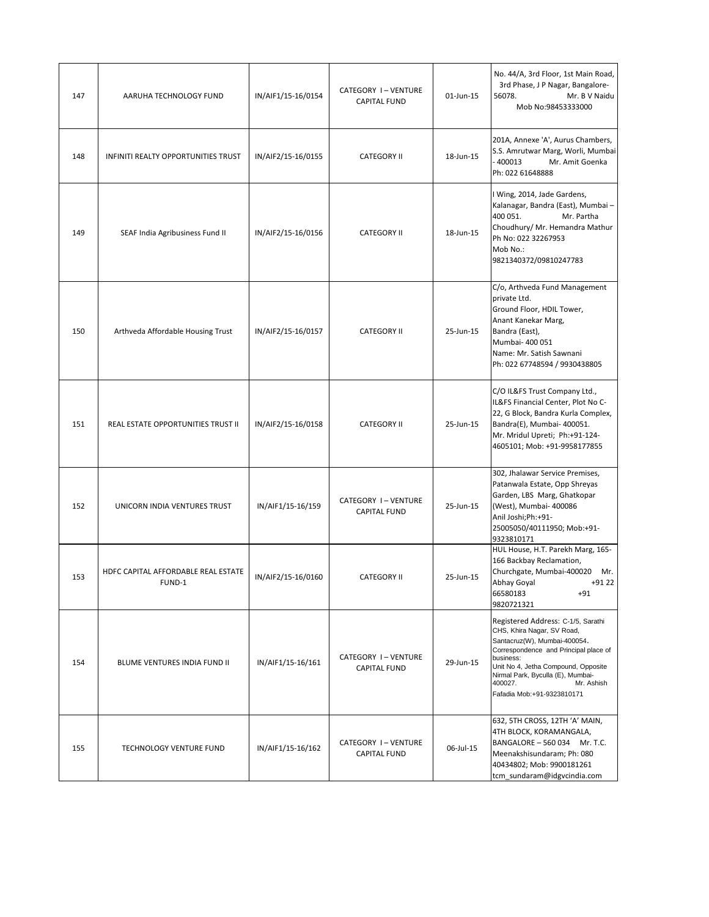| 147 | AARUHA TECHNOLOGY FUND | IN/AIF1/15-16/0154 | CATEGORY I – VENTURE CAPITAL FUND | 01-Jun-15 | No. 44/A, 3rd Floor, 1st Main Road, 3rd Phase, J P Nagar, Bangalore-56078. Mr. B V Naidu Mob No:98453333000 |
|---|---|---|---|---|---|
| 148 | INFINITI REALTY OPPORTUNITIES TRUST | IN/AIF2/15-16/0155 | CATEGORY II | 18-Jun-15 | 201A, Annexe 'A', Aurus Chambers, S.S. Amrutwar Marg, Worli, Mumbai - 400013 Mr. Amit Goenka Ph: 022 61648888 |
| 149 | SEAF India Agribusiness Fund II | IN/AIF2/15-16/0156 | CATEGORY II | 18-Jun-15 | I Wing, 2014, Jade Gardens, Kalanagar, Bandra (East), Mumbai – 400 051. Mr. Partha Choudhury/ Mr. Hemandra Mathur Ph No: 022 32267953 Mob No.: 9821340372/09810247783 |
| 150 | Arthveda Affordable Housing Trust | IN/AIF2/15-16/0157 | CATEGORY II | 25-Jun-15 | C/o, Arthveda Fund Management private Ltd. Ground Floor, HDIL Tower, Anant Kanekar Marg, Bandra (East), Mumbai- 400 051 Name: Mr. Satish Sawnani Ph: 022 67748594 / 9930438805 |
| 151 | REAL ESTATE OPPORTUNITIES TRUST II | IN/AIF2/15-16/0158 | CATEGORY II | 25-Jun-15 | C/O IL&FS Trust Company Ltd., IL&FS Financial Center, Plot No C-22, G Block, Bandra Kurla Complex, Bandra(E), Mumbai- 400051. Mr. Mridul Upreti; Ph:+91-124-4605101; Mob: +91-9958177855 |
| 152 | UNICORN INDIA VENTURES TRUST | IN/AIF1/15-16/159 | CATEGORY I – VENTURE CAPITAL FUND | 25-Jun-15 | 302, Jhalawar Service Premises, Patanwala Estate, Opp Shreyas Garden, LBS Marg, Ghatkopar (West), Mumbai- 400086 Anil Joshi;Ph:+91-25005050/40111950; Mob:+91-9323810171 |
| 153 | HDFC CAPITAL AFFORDABLE REAL ESTATE FUND-1 | IN/AIF2/15-16/0160 | CATEGORY II | 25-Jun-15 | HUL House, H.T. Parekh Marg, 165-166 Backbay Reclamation, Churchgate, Mumbai-400020 Mr. Abhay Goyal +91 22 66580183 +91 9820721321 |
| 154 | BLUME VENTURES INDIA FUND II | IN/AIF1/15-16/161 | CATEGORY I – VENTURE CAPITAL FUND | 29-Jun-15 | Registered Address: C-1/5, Sarathi CHS, Khira Nagar, SV Road, Santacruz(W), Mumbai-400054. Correspondence and Principal place of business: Unit No 4, Jetha Compound, Opposite Nirmal Park, Byculla (E), Mumbai-400027. Mr. Ashish Fafadia Mob:+91-9323810171 |
| 155 | TECHNOLOGY VENTURE FUND | IN/AIF1/15-16/162 | CATEGORY I – VENTURE CAPITAL FUND | 06-Jul-15 | 632, 5TH CROSS, 12TH 'A' MAIN, 4TH BLOCK, KORAMANGALA, BANGALORE – 560 034 Mr. T.C. Meenakshisundaram; Ph: 080 40434802; Mob: 9900181261 tcm_sundaram@idgvcindia.com |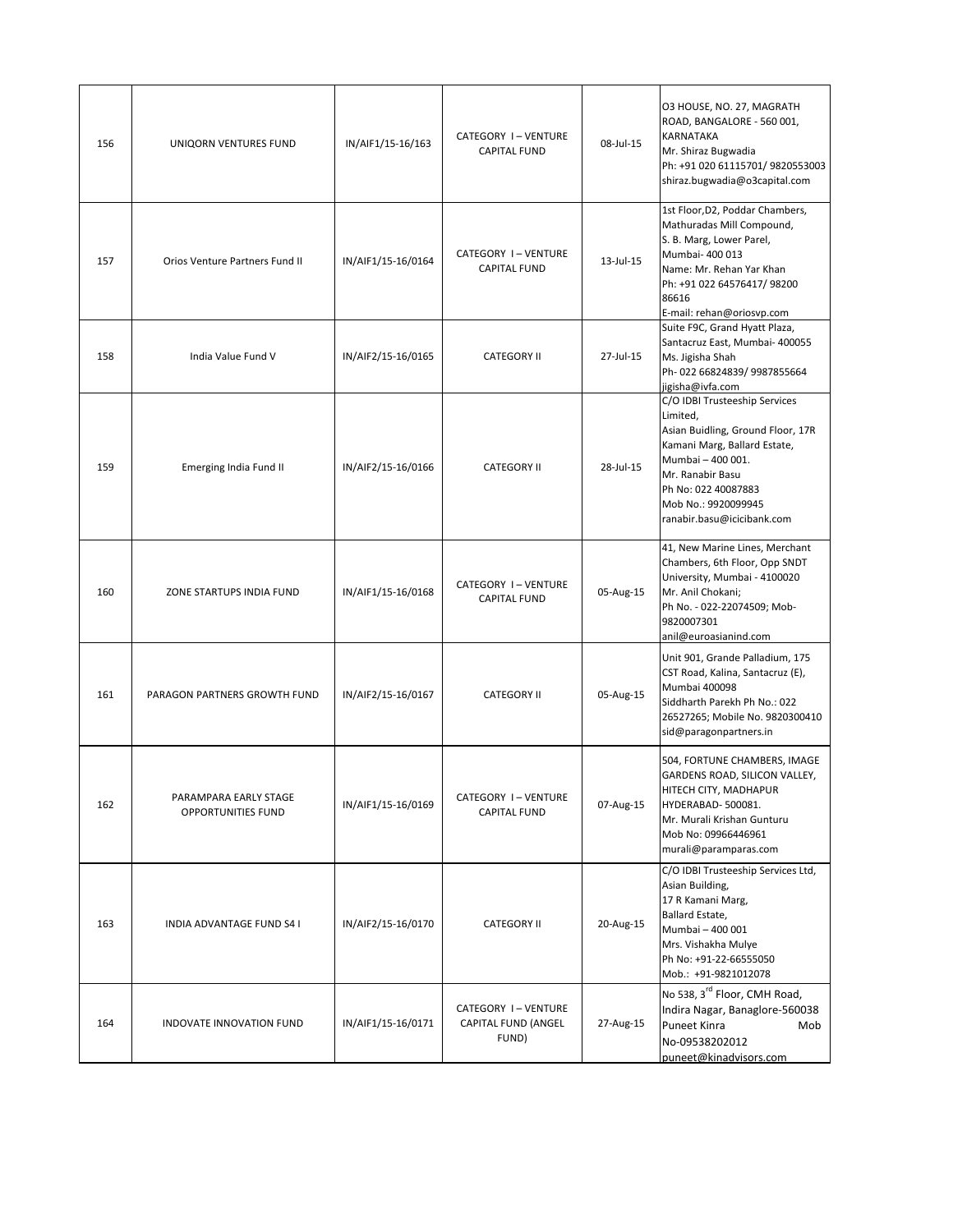| 156 | UNIQORN VENTURES FUND | IN/AIF1/15-16/163 | CATEGORY I – VENTURE CAPITAL FUND | 08-Jul-15 | O3 HOUSE, NO. 27, MAGRATH ROAD, BANGALORE - 560 001, KARNATAKA<br>Mr. Shiraz Bugwadia<br>Ph: +91 020 61115701/ 9820553003<br>shiraz.bugwadia@o3capital.com |
|---|---|---|---|---|---|
| 157 | Orios Venture Partners Fund II | IN/AIF1/15-16/0164 | CATEGORY I – VENTURE CAPITAL FUND | 13-Jul-15 | 1st Floor,D2, Poddar Chambers, Mathuradas Mill Compound, S. B. Marg, Lower Parel, Mumbai- 400 013<br>Name: Mr. Rehan Yar Khan<br>Ph: +91 022 64576417/ 98200 86616<br>E-mail: rehan@oriosvp.com |
| 158 | India Value Fund V | IN/AIF2/15-16/0165 | CATEGORY II | 27-Jul-15 | Suite F9C, Grand Hyatt Plaza, Santacruz East, Mumbai- 400055<br>Ms. Jigisha Shah<br>Ph- 022 66824839/ 9987855664<br>jigisha@ivfa.com |
| 159 | Emerging India Fund II | IN/AIF2/15-16/0166 | CATEGORY II | 28-Jul-15 | C/O IDBI Trusteeship Services Limited,<br>Asian Buidling, Ground Floor, 17R Kamani Marg, Ballard Estate, Mumbai – 400 001.<br>Mr. Ranabir Basu<br>Ph No: 022 40087883<br>Mob No.: 9920099945<br>ranabir.basu@icicibank.com |
| 160 | ZONE STARTUPS INDIA FUND | IN/AIF1/15-16/0168 | CATEGORY I – VENTURE CAPITAL FUND | 05-Aug-15 | 41, New Marine Lines, Merchant Chambers, 6th Floor, Opp SNDT University, Mumbai - 4100020<br>Mr. Anil Chokani;<br>Ph No. - 022-22074509; Mob- 9820007301<br>anil@euroasianind.com |
| 161 | PARAGON PARTNERS GROWTH FUND | IN/AIF2/15-16/0167 | CATEGORY II | 05-Aug-15 | Unit 901, Grande Palladium, 175 CST Road, Kalina, Santacruz (E), Mumbai 400098<br>Siddharth Parekh Ph No.: 022 26527265; Mobile No. 9820300410<br>sid@paragonpartners.in |
| 162 | PARAMPARA EARLY STAGE OPPORTUNITIES FUND | IN/AIF1/15-16/0169 | CATEGORY I – VENTURE CAPITAL FUND | 07-Aug-15 | 504, FORTUNE CHAMBERS, IMAGE GARDENS ROAD, SILICON VALLEY, HITECH CITY, MADHAPUR HYDERABAD- 500081.<br>Mr. Murali Krishan Gunturu<br>Mob No: 09966446961<br>murali@paramparas.com |
| 163 | INDIA ADVANTAGE FUND S4 I | IN/AIF2/15-16/0170 | CATEGORY II | 20-Aug-15 | C/O IDBI Trusteeship Services Ltd, Asian Building,<br>17 R Kamani Marg,<br>Ballard Estate,<br>Mumbai – 400 001<br>Mrs. Vishakha Mulye<br>Ph No: +91-22-66555050<br>Mob.: +91-9821012078 |
| 164 | INDOVATE INNOVATION FUND | IN/AIF1/15-16/0171 | CATEGORY I – VENTURE CAPITAL FUND (ANGEL FUND) | 27-Aug-15 | No 538, 3rd Floor, CMH Road, Indira Nagar, Banaglore-560038<br>Puneet Kinra Mob No-09538202012<br>puneet@kinadvisors.com |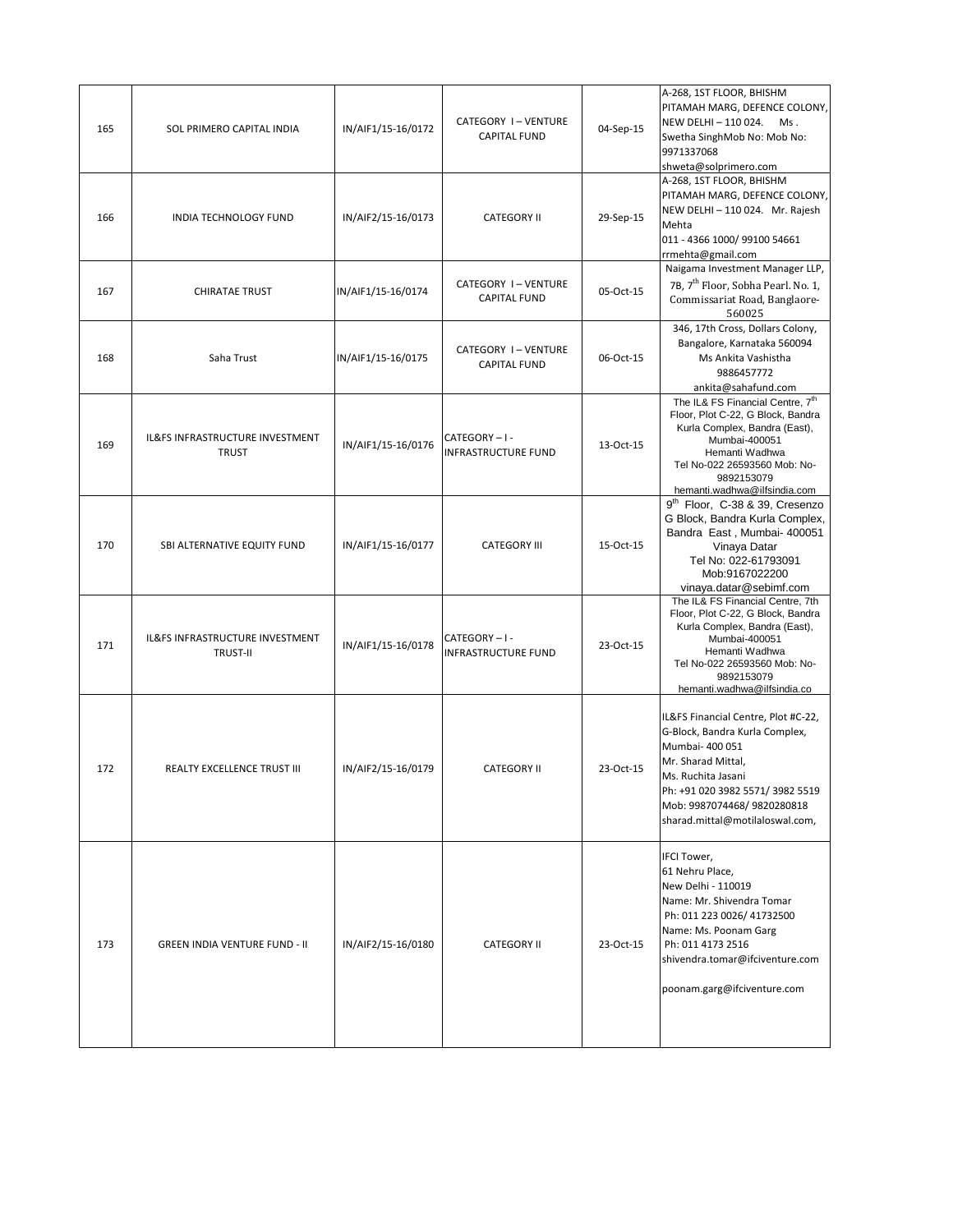| 165 | SOL PRIMERO CAPITAL INDIA | IN/AIF1/15-16/0172 | CATEGORY I – VENTURE CAPITAL FUND | 04-Sep-15 | A-268, 1ST FLOOR, BHISHM PITAMAH MARG, DEFENCE COLONY, NEW DELHI – 110 024. Ms . Swetha SinghMob No: Mob No: 9971337068 shweta@solprimero.com |
|---|---|---|---|---|---|
| 166 | INDIA TECHNOLOGY FUND | IN/AIF2/15-16/0173 | CATEGORY II | 29-Sep-15 | A-268, 1ST FLOOR, BHISHM PITAMAH MARG, DEFENCE COLONY, NEW DELHI – 110 024. Mr. Rajesh Mehta 011 - 4366 1000/ 99100 54661 rrmehta@gmail.com |
| 167 | CHIRATAE TRUST | IN/AIF1/15-16/0174 | CATEGORY I – VENTURE CAPITAL FUND | 05-Oct-15 | Naigama Investment Manager LLP, 7B, 7th Floor, Sobha Pearl. No. 1, Commissariat Road, Banglaore-560025 |
| 168 | Saha Trust | IN/AIF1/15-16/0175 | CATEGORY I – VENTURE CAPITAL FUND | 06-Oct-15 | 346, 17th Cross, Dollars Colony, Bangalore, Karnataka 560094 Ms Ankita Vashistha 9886457772 ankita@sahafund.com |
| 169 | IL&FS INFRASTRUCTURE INVESTMENT TRUST | IN/AIF1/15-16/0176 | CATEGORY – I - INFRASTRUCTURE FUND | 13-Oct-15 | The IL& FS Financial Centre, 7th Floor, Plot C-22, G Block, Bandra Kurla Complex, Bandra (East), Mumbai-400051 Hemanti Wadhwa Tel No-022 26593560 Mob: No-9892153079 hemanti.wadhwa@ilfsindia.com |
| 170 | SBI ALTERNATIVE EQUITY FUND | IN/AIF1/15-16/0177 | CATEGORY III | 15-Oct-15 | 9th Floor, C-38 & 39, Cresenzo G Block, Bandra Kurla Complex, Bandra East , Mumbai- 400051 Vinaya Datar Tel No: 022-61793091 Mob:9167022200 vinaya.datar@sebimf.com |
| 171 | IL&FS INFRASTRUCTURE INVESTMENT TRUST-II | IN/AIF1/15-16/0178 | CATEGORY – I - INFRASTRUCTURE FUND | 23-Oct-15 | The IL& FS Financial Centre, 7th Floor, Plot C-22, G Block, Bandra Kurla Complex, Bandra (East), Mumbai-400051 Hemanti Wadhwa Tel No-022 26593560 Mob: No-9892153079 hemanti.wadhwa@ilfsindia.co |
| 172 | REALTY EXCELLENCE TRUST III | IN/AIF2/15-16/0179 | CATEGORY II | 23-Oct-15 | IL&FS Financial Centre, Plot #C-22, G-Block, Bandra Kurla Complex, Mumbai- 400 051 Mr. Sharad Mittal, Ms. Ruchita Jasani Ph: +91 020 3982 5571/ 3982 5519 Mob: 9987074468/ 9820280818 sharad.mittal@motilaloswal.com, |
| 173 | GREEN INDIA VENTURE FUND - II | IN/AIF2/15-16/0180 | CATEGORY II | 23-Oct-15 | IFCI Tower, 61 Nehru Place, New Delhi - 110019 Name: Mr. Shivendra Tomar Ph: 011 223 0026/ 41732500 Name: Ms. Poonam Garg Ph: 011 4173 2516 shivendra.tomar@ifciventure.com poonam.garg@ifciventure.com |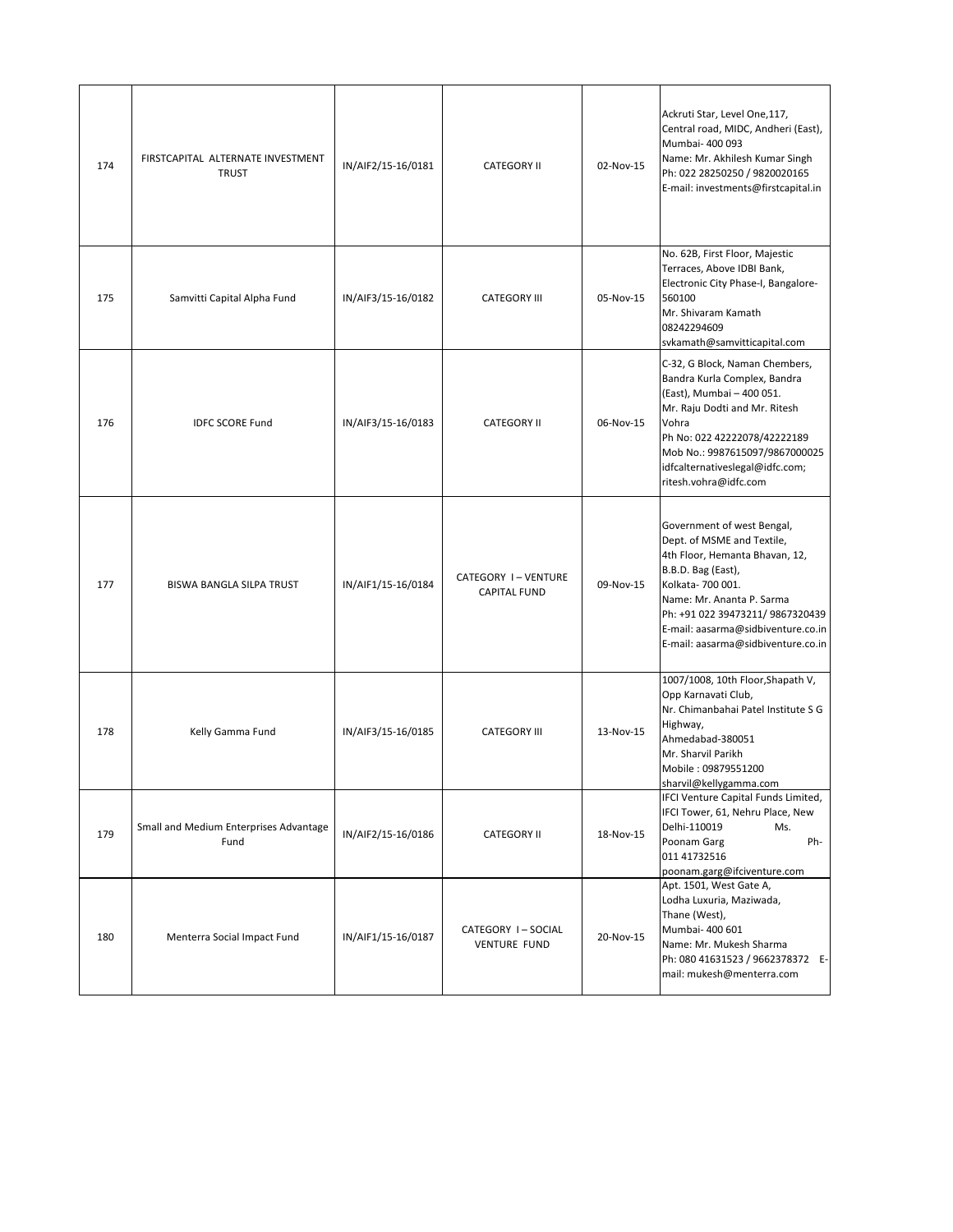| 174 | FIRSTCAPITAL ALTERNATE INVESTMENT TRUST | IN/AIF2/15-16/0181 | CATEGORY II | 02-Nov-15 | Ackruti Star, Level One,117, Central road, MIDC, Andheri (East), Mumbai- 400 093<br>Name: Mr. Akhilesh Kumar Singh<br>Ph: 022 28250250 / 9820020165<br>E-mail: investments@firstcapital.in |
|---|---|---|---|---|---|
| 175 | Samvitti Capital Alpha Fund | IN/AIF3/15-16/0182 | CATEGORY III | 05-Nov-15 | No. 62B, First Floor, Majestic Terraces, Above IDBI Bank, Electronic City Phase-I, Bangalore-560100<br>Mr. Shivaram Kamath<br>08242294609<br>svkamath@samvitticapital.com |
| 176 | IDFC SCORE Fund | IN/AIF3/15-16/0183 | CATEGORY II | 06-Nov-15 | C-32, G Block, Naman Chembers, Bandra Kurla Complex, Bandra (East), Mumbai – 400 051.<br>Mr. Raju Dodti and Mr. Ritesh Vohra<br>Ph No: 022 42222078/42222189<br>Mob No.: 9987615097/9867000025<br>idfcalternativeslegal@idfc.com; ritesh.vohra@idfc.com |
| 177 | BISWA BANGLA SILPA TRUST | IN/AIF1/15-16/0184 | CATEGORY I – VENTURE CAPITAL FUND | 09-Nov-15 | Government of west Bengal, Dept. of MSME and Textile, 4th Floor, Hemanta Bhavan, 12, B.B.D. Bag (East), Kolkata- 700 001.<br>Name: Mr. Ananta P. Sarma<br>Ph: +91 022 39473211/ 9867320439<br>E-mail: aasarma@sidbiventure.co.in<br>E-mail: aasarma@sidbiventure.co.in |
| 178 | Kelly Gamma Fund | IN/AIF3/15-16/0185 | CATEGORY III | 13-Nov-15 | 1007/1008, 10th Floor,Shapath V, Opp Karnavati Club, Nr. Chimanbahai Patel Institute S G Highway, Ahmedabad-380051<br>Mr. Sharvil Parikh<br>Mobile : 09879551200<br>sharvil@kellygamma.com |
| 179 | Small and Medium Enterprises Advantage Fund | IN/AIF2/15-16/0186 | CATEGORY II | 18-Nov-15 | IFCI Venture Capital Funds Limited, IFCI Tower, 61, Nehru Place, New Delhi-110019 Ms. Poonam Garg Ph-011 41732516<br>poonam.garg@ifciventure.com |
| 180 | Menterra Social Impact Fund | IN/AIF1/15-16/0187 | CATEGORY I – SOCIAL VENTURE FUND | 20-Nov-15 | Apt. 1501, West Gate A, Lodha Luxuria, Maziwada, Thane (West), Mumbai- 400 601<br>Name: Mr. Mukesh Sharma<br>Ph: 080 41631523 / 9662378372 E-mail: mukesh@menterra.com |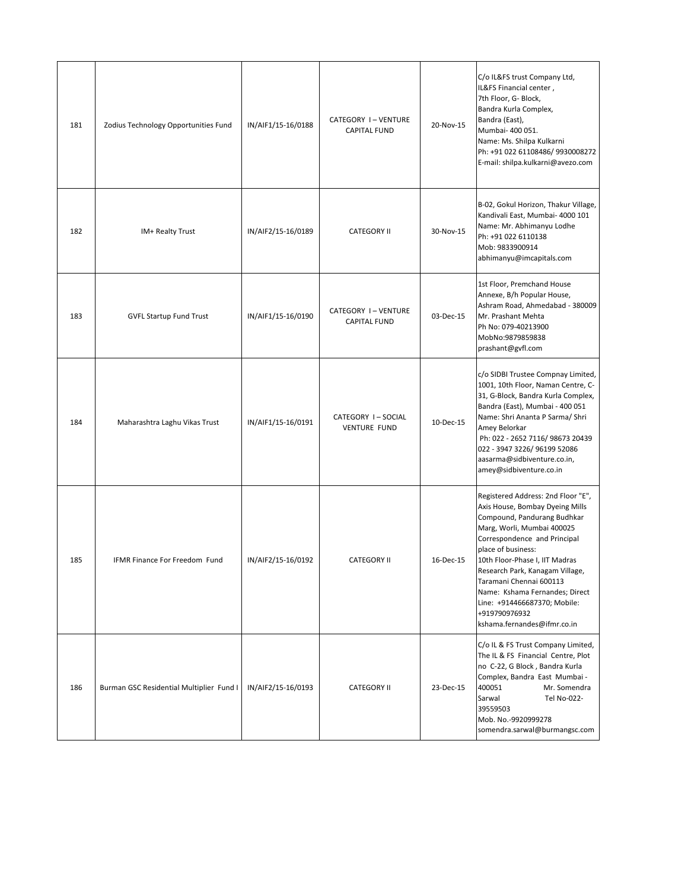| 181 | Zodius Technology Opportunities Fund | IN/AIF1/15-16/0188 | CATEGORY I – VENTURE CAPITAL FUND | 20-Nov-15 | C/o IL&FS trust Company Ltd, IL&FS Financial center , 7th Floor, G- Block, Bandra Kurla Complex, Bandra (East), Mumbai- 400 051. Name: Ms. Shilpa Kulkarni Ph: +91 022 61108486/ 9930008272 E-mail: shilpa.kulkarni@avezo.com |
|---|---|---|---|---|---|
| 182 | IM+ Realty Trust | IN/AIF2/15-16/0189 | CATEGORY II | 30-Nov-15 | B-02, Gokul Horizon, Thakur Village, Kandivali East, Mumbai- 4000 101 Name: Mr. Abhimanyu Lodhe Ph: +91 022 6110138 Mob: 9833900914 abhimanyu@imcapitals.com |
| 183 | GVFL Startup Fund Trust | IN/AIF1/15-16/0190 | CATEGORY I – VENTURE CAPITAL FUND | 03-Dec-15 | 1st Floor, Premchand House Annexe, B/h Popular House, Ashram Road, Ahmedabad - 380009 Mr. Prashant Mehta Ph No: 079-40213900 MobNo:9879859838 prashant@gvfl.com |
| 184 | Maharashtra Laghu Vikas Trust | IN/AIF1/15-16/0191 | CATEGORY I – SOCIAL VENTURE FUND | 10-Dec-15 | c/o SIDBI Trustee Compnay Limited, 1001, 10th Floor, Naman Centre, C-31, G-Block, Bandra Kurla Complex, Bandra (East), Mumbai - 400 051 Name: Shri Ananta P Sarma/ Shri Amey Belorkar Ph: 022 - 2652 7116/ 98673 20439 022 - 3947 3226/ 96199 52086 aasarma@sidbiventure.co.in, amey@sidbiventure.co.in |
| 185 | IFMR Finance For Freedom Fund | IN/AIF2/15-16/0192 | CATEGORY II | 16-Dec-15 | Registered Address: 2nd Floor "E", Axis House, Bombay Dyeing Mills Compound, Pandurang Budhkar Marg, Worli, Mumbai 400025 Correspondence and Principal place of business: 10th Floor-Phase I, IIT Madras Research Park, Kanagam Village, Taramani Chennai 600113 Name: Kshama Fernandes; Direct Line: +914466687370; Mobile: +919790976932 kshama.fernandes@ifmr.co.in |
| 186 | Burman GSC Residential Multiplier Fund I | IN/AIF2/15-16/0193 | CATEGORY II | 23-Dec-15 | C/o IL & FS Trust Company Limited, The IL & FS Financial Centre, Plot no C-22, G Block , Bandra Kurla Complex, Bandra East Mumbai - 400051 Mr. Somendra Sarwal Tel No-022-39559503 Mob. No.-9920999278 somendra.sarwal@burmangsc.com |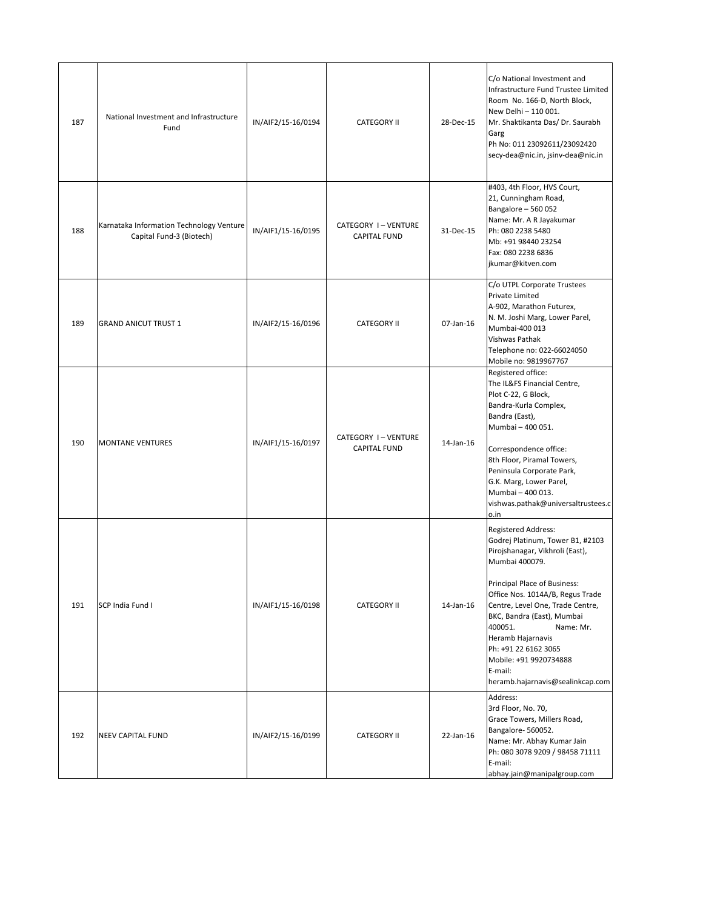| 187 | National Investment and Infrastructure Fund | IN/AIF2/15-16/0194 | CATEGORY II | 28-Dec-15 | C/o National Investment and Infrastructure Fund Trustee Limited Room No. 166-D, North Block, New Delhi – 110 001. Mr. Shaktikanta Das/ Dr. Saurabh Garg Ph No: 011 23092611/23092420 secy-dea@nic.in, jsinv-dea@nic.in |
|---|---|---|---|---|---|
| 188 | Karnataka Information Technology Venture Capital Fund-3 (Biotech) | IN/AIF1/15-16/0195 | CATEGORY I – VENTURE CAPITAL FUND | 31-Dec-15 | #403, 4th Floor, HVS Court, 21, Cunningham Road, Bangalore – 560 052 Name: Mr. A R Jayakumar Ph: 080 2238 5480 Mb: +91 98440 23254 Fax: 080 2238 6836 jkumar@kitven.com |
| 189 | GRAND ANICUT TRUST 1 | IN/AIF2/15-16/0196 | CATEGORY II | 07-Jan-16 | C/o UTPL Corporate Trustees Private Limited A-902, Marathon Futurex, N. M. Joshi Marg, Lower Parel, Mumbai-400 013 Vishwas Pathak Telephone no: 022-66024050 Mobile no: 9819967767 |
| 190 | MONTANE VENTURES | IN/AIF1/15-16/0197 | CATEGORY I – VENTURE CAPITAL FUND | 14-Jan-16 | Registered office: The IL&FS Financial Centre, Plot C-22, G Block, Bandra-Kurla Complex, Bandra (East), Mumbai – 400 051. Correspondence office: 8th Floor, Piramal Towers, Peninsula Corporate Park, G.K. Marg, Lower Parel, Mumbai – 400 013. vishwas.pathak@universaltrustees.co.in |
| 191 | SCP India Fund I | IN/AIF1/15-16/0198 | CATEGORY II | 14-Jan-16 | Registered Address: Godrej Platinum, Tower B1, #2103 Pirojshanagar, Vikhroli (East), Mumbai 400079. Principal Place of Business: Office Nos. 1014A/B, Regus Trade Centre, Level One, Trade Centre, BKC, Bandra (East), Mumbai 400051. Name: Mr. Heramb Hajarnavis Ph: +91 22 6162 3065 Mobile: +91 9920734888 E-mail: heramb.hajarnavis@sealinkcap.com |
| 192 | NEEV CAPITAL FUND | IN/AIF2/15-16/0199 | CATEGORY II | 22-Jan-16 | Address: 3rd Floor, No. 70, Grace Towers, Millers Road, Bangalore- 560052. Name: Mr. Abhay Kumar Jain Ph: 080 3078 9209 / 98458 71111 E-mail: abhay.jain@manipalgroup.com |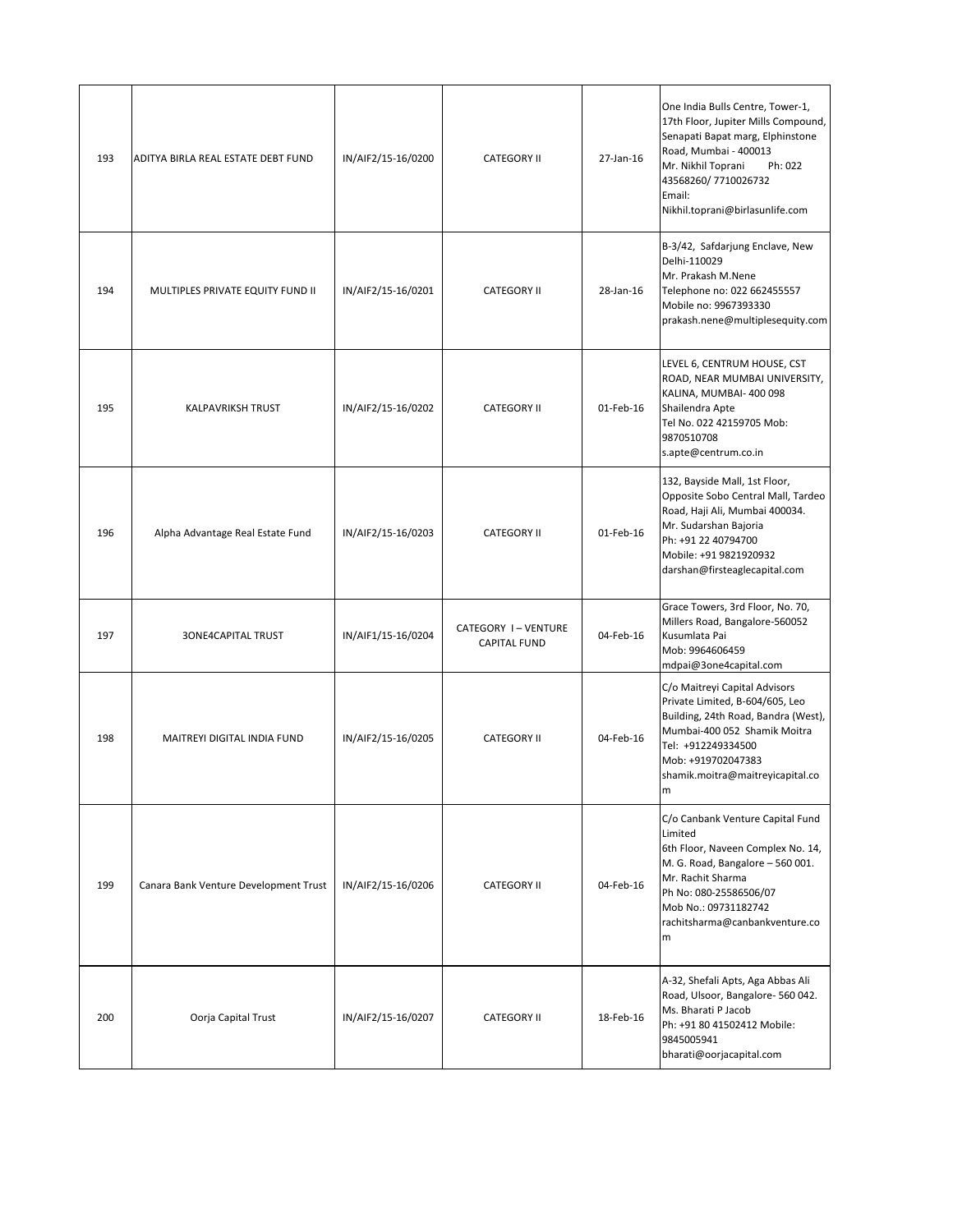| | | | | | |
|---|---|---|---|---|---|
| 193 | ADITYA BIRLA REAL ESTATE DEBT FUND | IN/AIF2/15-16/0200 | CATEGORY II | 27-Jan-16 | One India Bulls Centre, Tower-1, 17th Floor, Jupiter Mills Compound, Senapati Bapat marg, Elphinstone Road, Mumbai - 400013 Mr. Nikhil Toprani Ph: 022 43568260/ 7710026732 Email: Nikhil.toprani@birlasunlife.com |
| 194 | MULTIPLES PRIVATE EQUITY FUND II | IN/AIF2/15-16/0201 | CATEGORY II | 28-Jan-16 | B-3/42, Safdarjung Enclave, New Delhi-110029 Mr. Prakash M.Nene Telephone no: 022 662455557 Mobile no: 9967393330 prakash.nene@multiplesequity.com |
| 195 | KALPAVRIKSH TRUST | IN/AIF2/15-16/0202 | CATEGORY II | 01-Feb-16 | LEVEL 6, CENTRUM HOUSE, CST ROAD, NEAR MUMBAI UNIVERSITY, KALINA, MUMBAI- 400 098 Shailendra Apte Tel No. 022 42159705 Mob: 9870510708 s.apte@centrum.co.in |
| 196 | Alpha Advantage Real Estate Fund | IN/AIF2/15-16/0203 | CATEGORY II | 01-Feb-16 | 132, Bayside Mall, 1st Floor, Opposite Sobo Central Mall, Tardeo Road, Haji Ali, Mumbai 400034. Mr. Sudarshan Bajoria Ph: +91 22 40794700 Mobile: +91 9821920932 darshan@firsteaglecapital.com |
| 197 | 3ONE4CAPITAL TRUST | IN/AIF1/15-16/0204 | CATEGORY I – VENTURE CAPITAL FUND | 04-Feb-16 | Grace Towers, 3rd Floor, No. 70, Millers Road, Bangalore-560052 Kusumlata Pai Mob: 9964606459 mdpai@3one4capital.com |
| 198 | MAITREYI DIGITAL INDIA FUND | IN/AIF2/15-16/0205 | CATEGORY II | 04-Feb-16 | C/o Maitreyi Capital Advisors Private Limited, B-604/605, Leo Building, 24th Road, Bandra (West), Mumbai-400 052 Shamik Moitra Tel: +912249334500 Mob: +919702047383 shamik.moitra@maitreyicapital.com |
| 199 | Canara Bank Venture Development Trust | IN/AIF2/15-16/0206 | CATEGORY II | 04-Feb-16 | C/o Canbank Venture Capital Fund Limited 6th Floor, Naveen Complex No. 14, M. G. Road, Bangalore – 560 001. Mr. Rachit Sharma Ph No: 080-25586506/07 Mob No.: 09731182742 rachitsharma@canbankventure.com |
| 200 | Oorja Capital Trust | IN/AIF2/15-16/0207 | CATEGORY II | 18-Feb-16 | A-32, Shefali Apts, Aga Abbas Ali Road, Ulsoor, Bangalore- 560 042. Ms. Bharati P Jacob Ph: +91 80 41502412 Mobile: 9845005941 bharati@oorjacapital.com |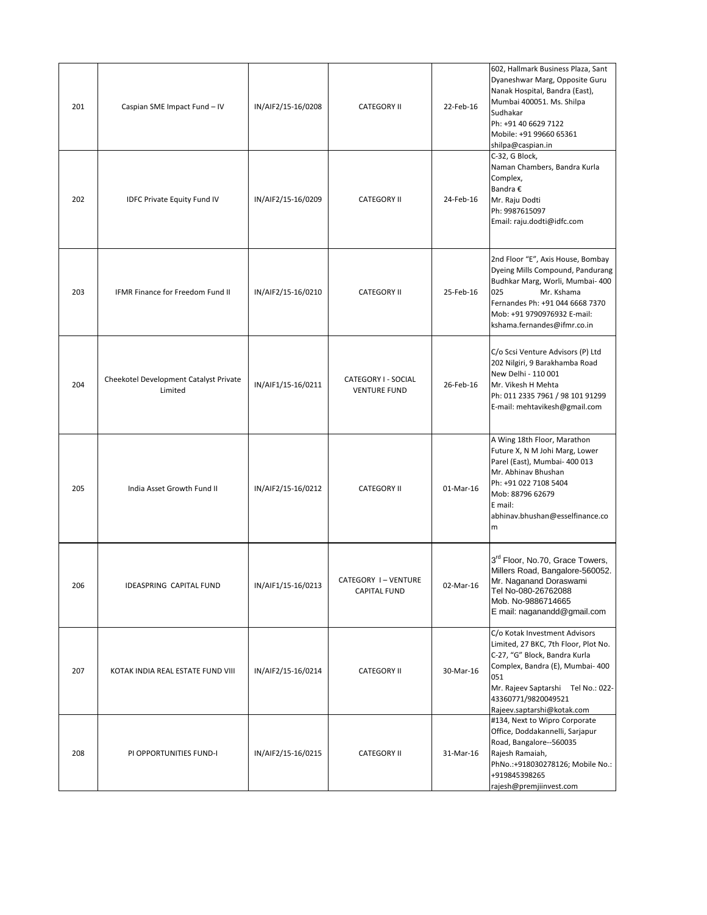| 201 | Caspian SME Impact Fund – IV | IN/AIF2/15-16/0208 | CATEGORY II | 22-Feb-16 | 602, Hallmark Business Plaza, Sant Dyaneshwar Marg, Opposite Guru Nanak Hospital, Bandra (East), Mumbai 400051. Ms. Shilpa Sudhakar<br>Ph: +91 40 6629 7122<br>Mobile: +91 99660 65361<br>shilpa@caspian.in |
|---|---|---|---|---|---|
| 202 | IDFC Private Equity Fund IV | IN/AIF2/15-16/0209 | CATEGORY II | 24-Feb-16 | C-32, G Block,<br>Naman Chambers, Bandra Kurla Complex,<br>Bandra €<br>Mr. Raju Dodti<br>Ph: 9987615097<br>Email: raju.dodti@idfc.com |
| 203 | IFMR Finance for Freedom Fund II | IN/AIF2/15-16/0210 | CATEGORY II | 25-Feb-16 | 2nd Floor "E", Axis House, Bombay Dyeing Mills Compound, Pandurang Budhkar Marg, Worli, Mumbai- 400 025 Mr. Kshama Fernandes Ph: +91 044 6668 7370 Mob: +91 9790976932 E-mail: kshama.fernandes@ifmr.co.in |
| 204 | Cheekotel Development Catalyst Private Limited | IN/AIF1/15-16/0211 | CATEGORY I - SOCIAL VENTURE FUND | 26-Feb-16 | C/o Scsi Venture Advisors (P) Ltd<br>202 Nilgiri, 9 Barakhamba Road<br>New Delhi - 110 001<br>Mr. Vikesh H Mehta<br>Ph: 011 2335 7961 / 98 101 91299<br>E-mail: mehtavikesh@gmail.com |
| 205 | India Asset Growth Fund II | IN/AIF2/15-16/0212 | CATEGORY II | 01-Mar-16 | A Wing 18th Floor, Marathon Future X, N M Johi Marg, Lower Parel (East), Mumbai- 400 013<br>Mr. Abhinav Bhushan<br>Ph: +91 022 7108 5404<br>Mob: 88796 62679<br>E mail:<br>abhinav.bhushan@esselfinance.com |
| 206 | IDEASPRING CAPITAL FUND | IN/AIF1/15-16/0213 | CATEGORY I – VENTURE CAPITAL FUND | 02-Mar-16 | 3rd Floor, No.70, Grace Towers, Millers Road, Bangalore-560052.<br>Mr. Naganand Doraswami<br>Tel No-080-26762088<br>Mob. No-9886714665<br>E mail: naganandd@gmail.com |
| 207 | KOTAK INDIA REAL ESTATE FUND VIII | IN/AIF2/15-16/0214 | CATEGORY II | 30-Mar-16 | C/o Kotak Investment Advisors Limited, 27 BKC, 7th Floor, Plot No. C-27, "G" Block, Bandra Kurla Complex, Bandra (E), Mumbai- 400 051<br>Mr. Rajeev Saptarshi Tel No.: 022-43360771/9820049521<br>Rajeev.saptarshi@kotak.com |
| 208 | PI OPPORTUNITIES FUND-I | IN/AIF2/15-16/0215 | CATEGORY II | 31-Mar-16 | #134, Next to Wipro Corporate Office, Doddakannelli, Sarjapur Road, Bangalore--560035<br>Rajesh Ramaiah,<br>PhNo.:+918030278126; Mobile No.: +919845398265<br>rajesh@premjiinvest.com |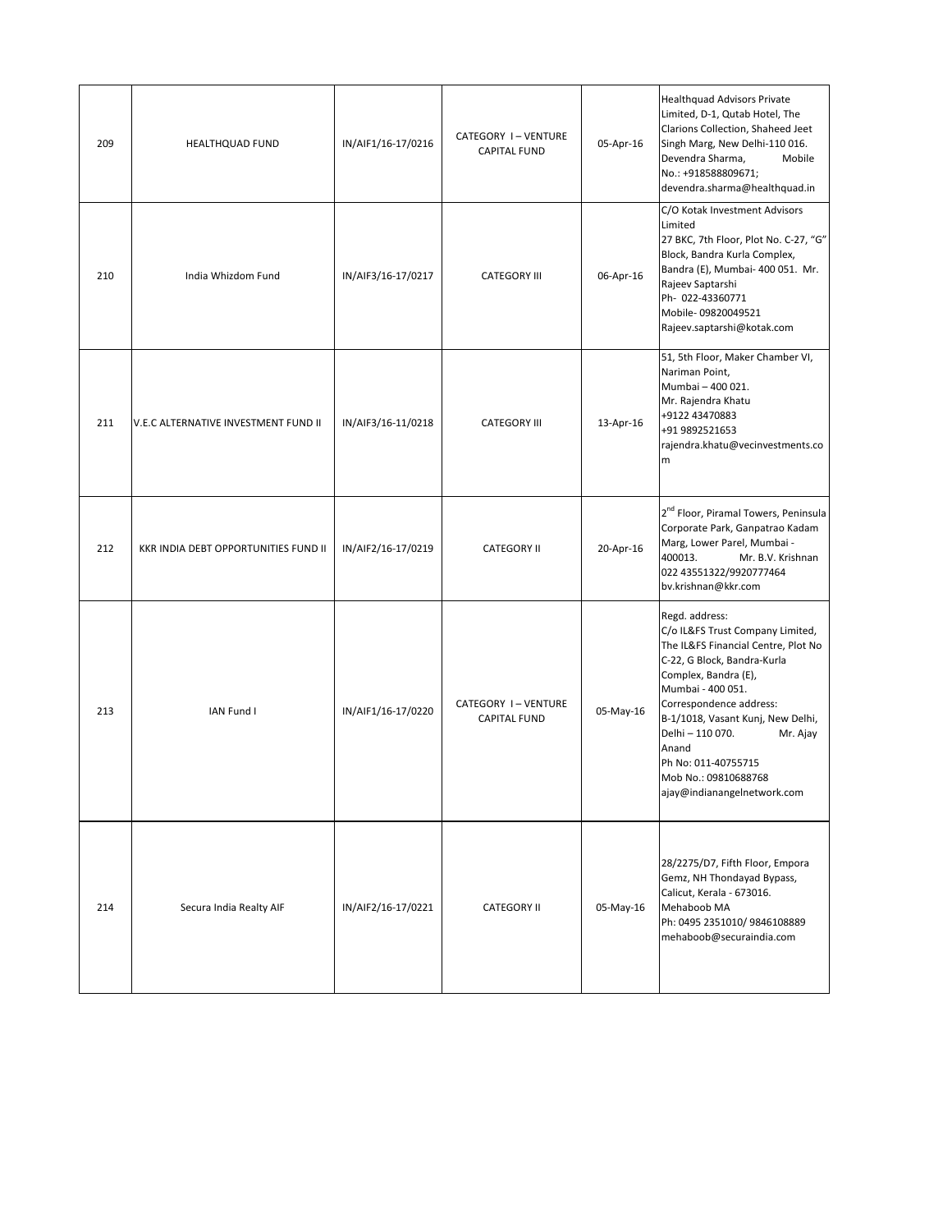| 209 | HEALTHQUAD FUND | IN/AIF1/16-17/0216 | CATEGORY I – VENTURE CAPITAL FUND | 05-Apr-16 | Healthquad Advisors Private Limited, D-1, Qutab Hotel, The Clarions Collection, Shaheed Jeet Singh Marg, New Delhi-110 016. Devendra Sharma, Mobile No.: +918588809671; devendra.sharma@healthquad.in |
|---|---|---|---|---|---|
| 210 | India Whizdom Fund | IN/AIF3/16-17/0217 | CATEGORY III | 06-Apr-16 | C/O Kotak Investment Advisors Limited 27 BKC, 7th Floor, Plot No. C-27, "G" Block, Bandra Kurla Complex, Bandra (E), Mumbai- 400 051. Mr. Rajeev Saptarshi Ph- 022-43360771 Mobile- 09820049521 Rajeev.saptarshi@kotak.com |
| 211 | V.E.C ALTERNATIVE INVESTMENT FUND II | IN/AIF3/16-11/0218 | CATEGORY III | 13-Apr-16 | 51, 5th Floor, Maker Chamber VI, Nariman Point, Mumbai – 400 021. Mr. Rajendra Khatu +9122 43470883 +91 9892521653 rajendra.khatu@vecinvestments.com |
| 212 | KKR INDIA DEBT OPPORTUNITIES FUND II | IN/AIF2/16-17/0219 | CATEGORY II | 20-Apr-16 | 2nd Floor, Piramal Towers, Peninsula Corporate Park, Ganpatrao Kadam Marg, Lower Parel, Mumbai - 400013. Mr. B.V. Krishnan 022 43551322/9920777464 bv.krishnan@kkr.com |
| 213 | IAN Fund I | IN/AIF1/16-17/0220 | CATEGORY I – VENTURE CAPITAL FUND | 05-May-16 | Regd. address: C/o IL&FS Trust Company Limited, The IL&FS Financial Centre, Plot No C-22, G Block, Bandra-Kurla Complex, Bandra (E), Mumbai - 400 051. Correspondence address: B-1/1018, Vasant Kunj, New Delhi, Delhi – 110 070. Mr. Ajay Anand Ph No: 011-40755715 Mob No.: 09810688768 ajay@indianangelnetwork.com |
| 214 | Secura India Realty AIF | IN/AIF2/16-17/0221 | CATEGORY II | 05-May-16 | 28/2275/D7, Fifth Floor, Empora Gemz, NH Thondayad Bypass, Calicut, Kerala - 673016. Mehaboob MA Ph: 0495 2351010/ 9846108889 mehaboob@securaindia.com |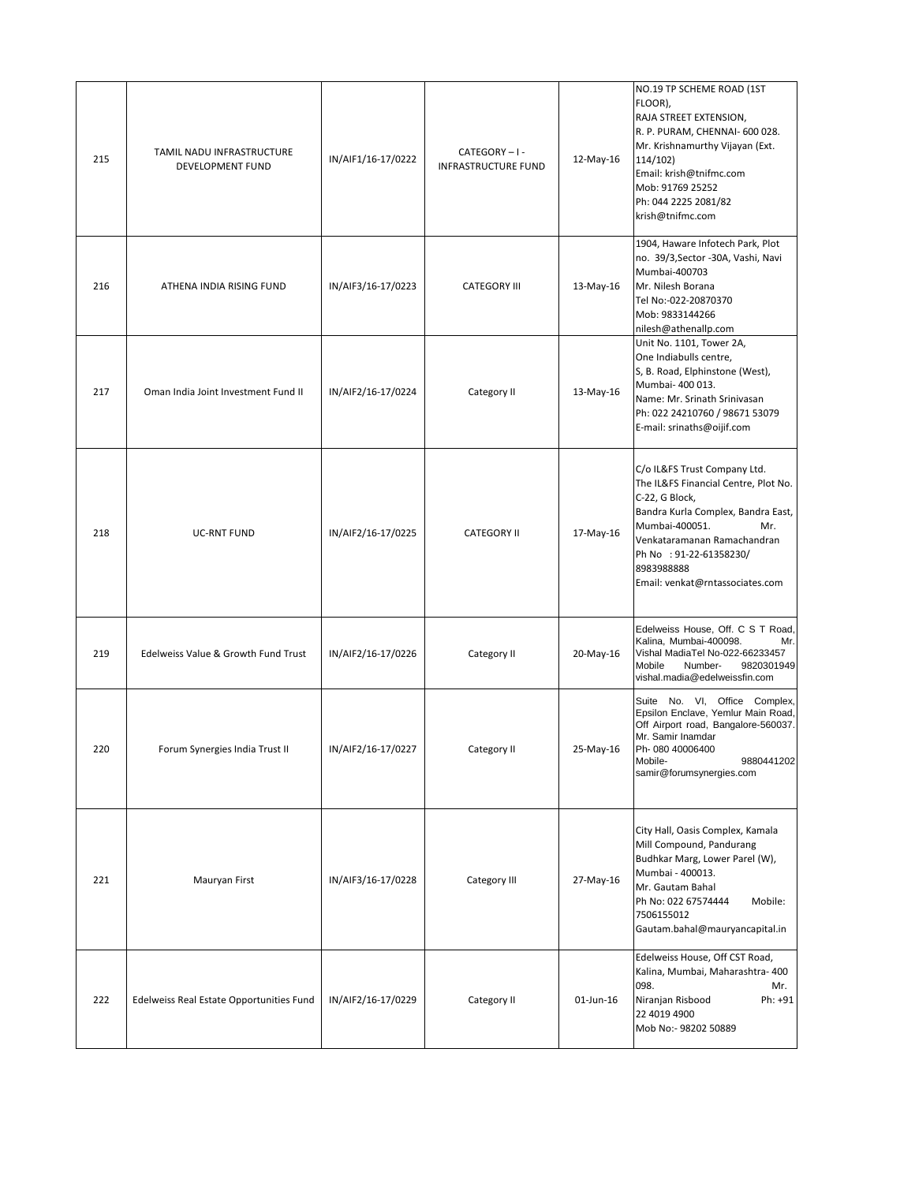| 215 | TAMIL NADU INFRASTRUCTURE DEVELOPMENT FUND | IN/AIF1/16-17/0222 | CATEGORY – I - INFRASTRUCTURE FUND | 12-May-16 | NO.19 TP SCHEME ROAD (1ST FLOOR), RAJA STREET EXTENSION, R. P. PURAM, CHENNAI- 600 028. Mr. Krishnamurthy Vijayan (Ext. 114/102) Email: krish@tnifmc.com Mob: 91769 25252 Ph: 044 2225 2081/82 krish@tnifmc.com |
|---|---|---|---|---|---|
| 216 | ATHENA INDIA RISING FUND | IN/AIF3/16-17/0223 | CATEGORY III | 13-May-16 | 1904, Haware Infotech Park, Plot no. 39/3,Sector -30A, Vashi, Navi Mumbai-400703 Mr. Nilesh Borana Tel No:-022-20870370 Mob: 9833144266 nilesh@athenallp.com |
| 217 | Oman India Joint Investment Fund II | IN/AIF2/16-17/0224 | Category II | 13-May-16 | Unit No. 1101, Tower 2A, One Indiabulls centre, S, B. Road, Elphinstone (West), Mumbai- 400 013. Name: Mr. Srinath Srinivasan Ph: 022 24210760 / 98671 53079 E-mail: srinaths@oijif.com |
| 218 | UC-RNT FUND | IN/AIF2/16-17/0225 | CATEGORY II | 17-May-16 | C/o IL&FS Trust Company Ltd. The IL&FS Financial Centre, Plot No. C-22, G Block, Bandra Kurla Complex, Bandra East, Mumbai-400051. Mr. Venkataramanan Ramachandran Ph No : 91-22-61358230/ 8983988888 Email: venkat@rntassociates.com |
| 219 | Edelweiss Value & Growth Fund Trust | IN/AIF2/16-17/0226 | Category II | 20-May-16 | Edelweiss House, Off. C S T Road, Kalina, Mumbai-400098. Mr. Vishal MadiaTel No-022-66233457 Mobile Number- 9820301949 vishal.madia@edelweissfin.com |
| 220 | Forum Synergies India Trust II | IN/AIF2/16-17/0227 | Category II | 25-May-16 | Suite No. VI, Office Complex, Epsilon Enclave, Yemlur Main Road, Off Airport road, Bangalore-560037. Mr. Samir Inamdar Ph- 080 40006400 Mobile- 9880441202 samir@forumsynergies.com |
| 221 | Mauryan First | IN/AIF3/16-17/0228 | Category III | 27-May-16 | City Hall, Oasis Complex, Kamala Mill Compound, Pandurang Budhkar Marg, Lower Parel (W), Mumbai - 400013. Mr. Gautam Bahal Ph No: 022 67574444 Mobile: 7506155012 Gautam.bahal@mauryancapital.in |
| 222 | Edelweiss Real Estate Opportunities Fund | IN/AIF2/16-17/0229 | Category II | 01-Jun-16 | Edelweiss House, Off CST Road, Kalina, Mumbai, Maharashtra- 400 098. Mr. Niranjan Risbood Ph: +91 22 4019 4900 Mob No:- 98202 50889 |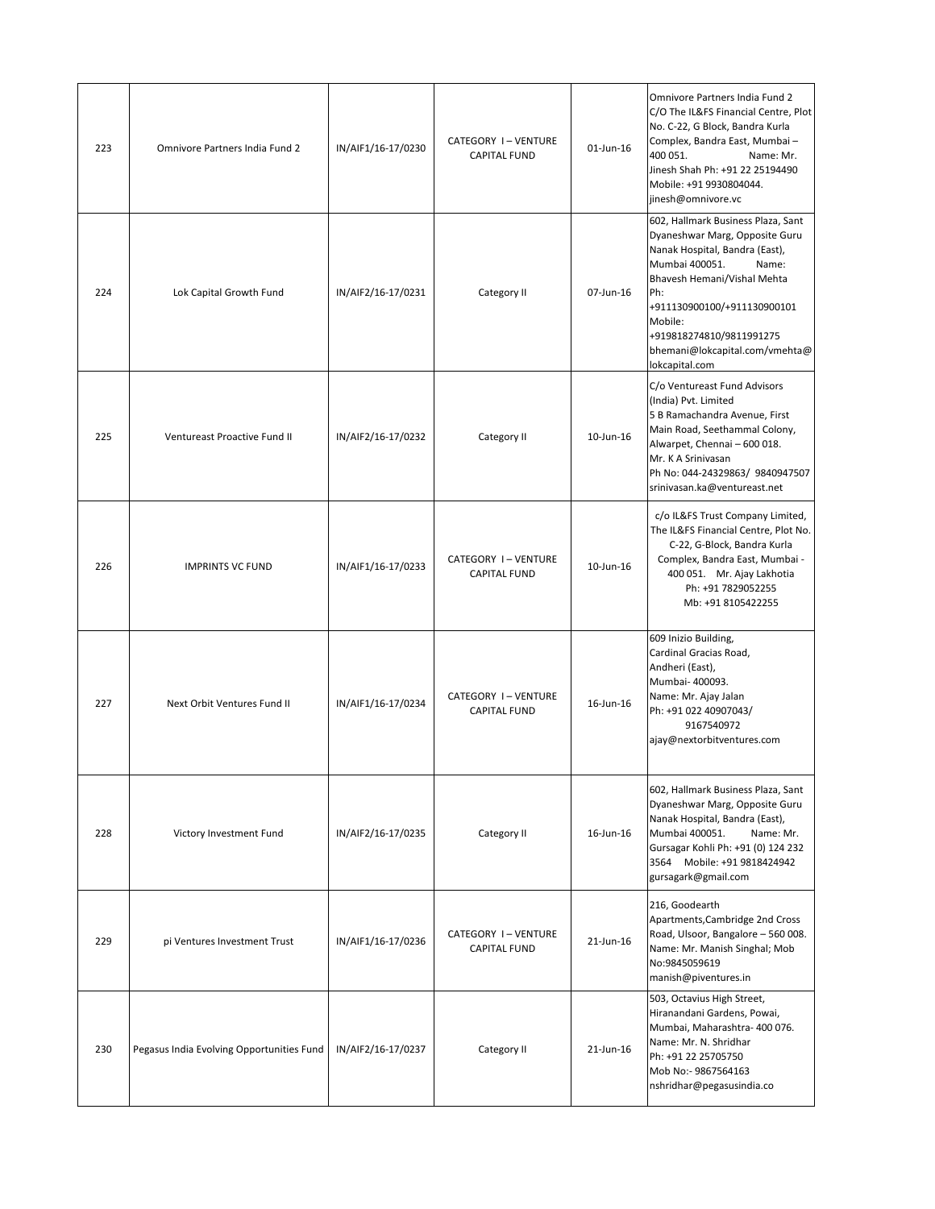| 223 | Omnivore Partners India Fund 2 | IN/AIF1/16-17/0230 | CATEGORY I – VENTURE CAPITAL FUND | 01-Jun-16 | Omnivore Partners India Fund 2 C/O The IL&FS Financial Centre, Plot No. C-22, G Block, Bandra Kurla Complex, Bandra East, Mumbai – 400 051. Name: Mr. Jinesh Shah Ph: +91 22 25194490 Mobile: +91 9930804044. jinesh@omnivore.vc |
|---|---|---|---|---|---|
| 224 | Lok Capital Growth Fund | IN/AIF2/16-17/0231 | Category II | 07-Jun-16 | 602, Hallmark Business Plaza, Sant Dyaneshwar Marg, Opposite Guru Nanak Hospital, Bandra (East), Mumbai 400051. Name: Bhavesh Hemani/Vishal Mehta Ph: +911130900100/+911130900101 Mobile: +919818274810/9811991275 bhemani@lokcapital.com/vmehta@lokcapital.com |
| 225 | Ventureast Proactive Fund II | IN/AIF2/16-17/0232 | Category II | 10-Jun-16 | C/o Ventureast Fund Advisors (India) Pvt. Limited 5 B Ramachandra Avenue, First Main Road, Seethammal Colony, Alwarpet, Chennai – 600 018. Mr. K A Srinivasan Ph No: 044-24329863/ 9840947507 srinivasan.ka@ventureast.net |
| 226 | IMPRINTS VC FUND | IN/AIF1/16-17/0233 | CATEGORY I – VENTURE CAPITAL FUND | 10-Jun-16 | c/o IL&FS Trust Company Limited, The IL&FS Financial Centre, Plot No. C-22, G-Block, Bandra Kurla Complex, Bandra East, Mumbai - 400 051. Mr. Ajay Lakhotia Ph: +91 7829052255 Mb: +91 8105422255 |
| 227 | Next Orbit Ventures Fund II | IN/AIF1/16-17/0234 | CATEGORY I – VENTURE CAPITAL FUND | 16-Jun-16 | 609 Inizio Building, Cardinal Gracias Road, Andheri (East), Mumbai- 400093. Name: Mr. Ajay Jalan Ph: +91 022 40907043/ 9167540972 ajay@nextorbitventures.com |
| 228 | Victory Investment Fund | IN/AIF2/16-17/0235 | Category II | 16-Jun-16 | 602, Hallmark Business Plaza, Sant Dyaneshwar Marg, Opposite Guru Nanak Hospital, Bandra (East), Mumbai 400051. Name: Mr. Gursagar Kohli Ph: +91 (0) 124 232 3564 Mobile: +91 9818424942 gursagark@gmail.com |
| 229 | pi Ventures Investment Trust | IN/AIF1/16-17/0236 | CATEGORY I – VENTURE CAPITAL FUND | 21-Jun-16 | 216, Goodearth Apartments,Cambridge 2nd Cross Road, Ulsoor, Bangalore – 560 008. Name: Mr. Manish Singhal; Mob No:9845059619 manish@piventures.in |
| 230 | Pegasus India Evolving Opportunities Fund | IN/AIF2/16-17/0237 | Category II | 21-Jun-16 | 503, Octavius High Street, Hiranandani Gardens, Powai, Mumbai, Maharashtra- 400 076. Name: Mr. N. Shridhar Ph: +91 22 25705750 Mob No:- 9867564163 nshridhar@pegasusindia.co |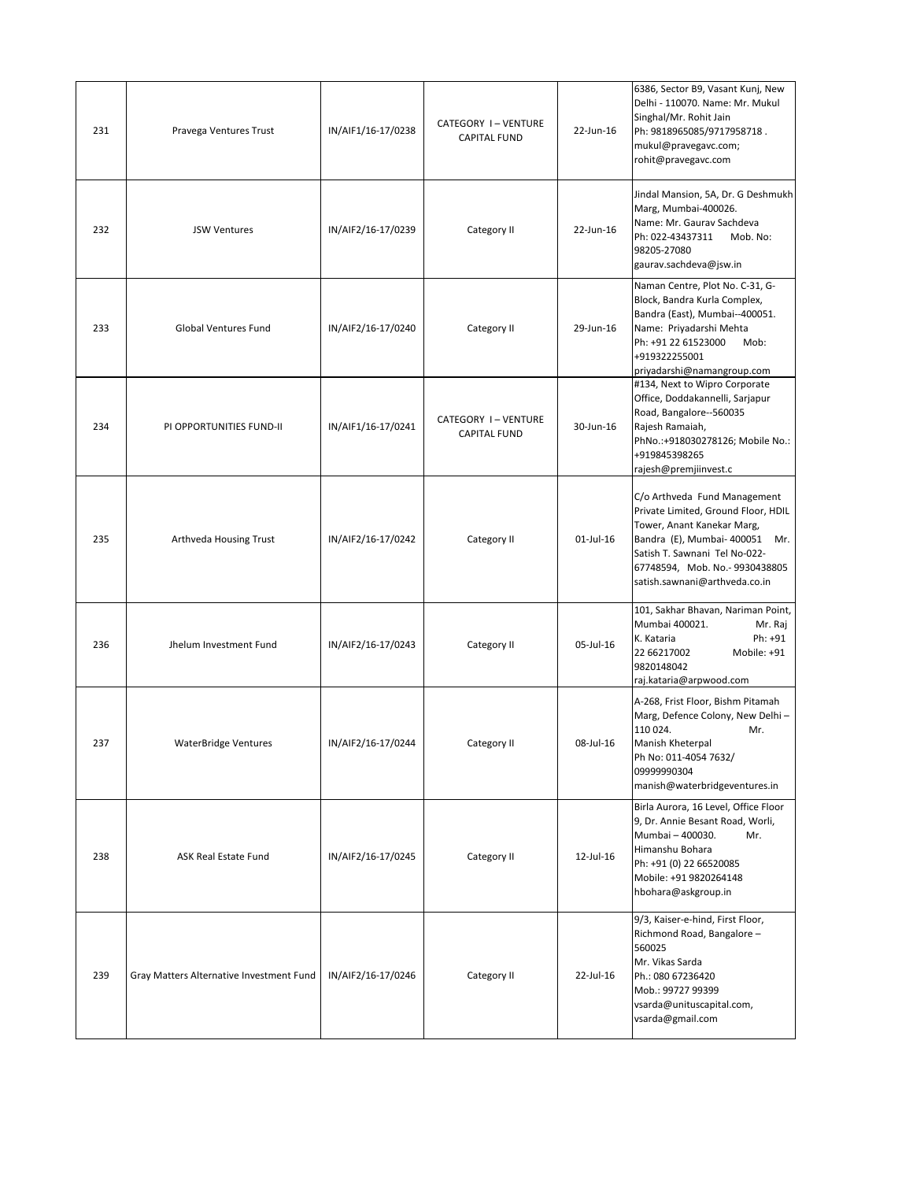| 231 | Pravega Ventures Trust | IN/AIF1/16-17/0238 | CATEGORY I – VENTURE CAPITAL FUND | 22-Jun-16 | 6386, Sector B9, Vasant Kunj, New Delhi - 110070. Name: Mr. Mukul Singhal/Mr. Rohit Jain Ph: 9818965085/9717958718 . mukul@pravegavc.com; rohit@pravegavc.com |
|---|---|---|---|---|---|
| 232 | JSW Ventures | IN/AIF2/16-17/0239 | Category II | 22-Jun-16 | Jindal Mansion, 5A, Dr. G Deshmukh Marg, Mumbai-400026. Name: Mr. Gaurav Sachdeva Ph: 022-43437311 Mob. No: 98205-27080 gaurav.sachdeva@jsw.in |
| 233 | Global Ventures Fund | IN/AIF2/16-17/0240 | Category II | 29-Jun-16 | Naman Centre, Plot No. C-31, G-Block, Bandra Kurla Complex, Bandra (East), Mumbai--400051. Name: Priyadarshi Mehta Ph: +91 22 61523000 Mob: +919322255001 priyadarshi@namangroup.com |
| 234 | PI OPPORTUNITIES FUND-II | IN/AIF1/16-17/0241 | CATEGORY I – VENTURE CAPITAL FUND | 30-Jun-16 | #134, Next to Wipro Corporate Office, Doddakannelli, Sarjapur Road, Bangalore--560035 Rajesh Ramaiah, PhNo.:+918030278126; Mobile No.: +919845398265 rajesh@premjiinvest.c |
| 235 | Arthveda Housing Trust | IN/AIF2/16-17/0242 | Category II | 01-Jul-16 | C/o Arthveda Fund Management Private Limited, Ground Floor, HDIL Tower, Anant Kanekar Marg, Bandra (E), Mumbai- 400051 Mr. Satish T. Sawnani Tel No-022-67748594, Mob. No.- 9930438805 satish.sawnani@arthveda.co.in |
| 236 | Jhelum Investment Fund | IN/AIF2/16-17/0243 | Category II | 05-Jul-16 | 101, Sakhar Bhavan, Nariman Point, Mumbai 400021. Mr. Raj K. Kataria Ph: +91 22 66217002 Mobile: +91 9820148042 raj.kataria@arpwood.com |
| 237 | WaterBridge Ventures | IN/AIF2/16-17/0244 | Category II | 08-Jul-16 | A-268, Frist Floor, Bishm Pitamah Marg, Defence Colony, New Delhi – 110 024. Mr. Manish Kheterpal Ph No: 011-4054 7632/ 09999990304 manish@waterbridgeventures.in |
| 238 | ASK Real Estate Fund | IN/AIF2/16-17/0245 | Category II | 12-Jul-16 | Birla Aurora, 16 Level, Office Floor 9, Dr. Annie Besant Road, Worli, Mumbai – 400030. Mr. Himanshu Bohara Ph: +91 (0) 22 66520085 Mobile: +91 9820264148 hbohara@askgroup.in |
| 239 | Gray Matters Alternative Investment Fund | IN/AIF2/16-17/0246 | Category II | 22-Jul-16 | 9/3, Kaiser-e-hind, First Floor, Richmond Road, Bangalore – 560025 Mr. Vikas Sarda Ph.: 080 67236420 Mob.: 99727 99399 vsarda@unituscapital.com, vsarda@gmail.com |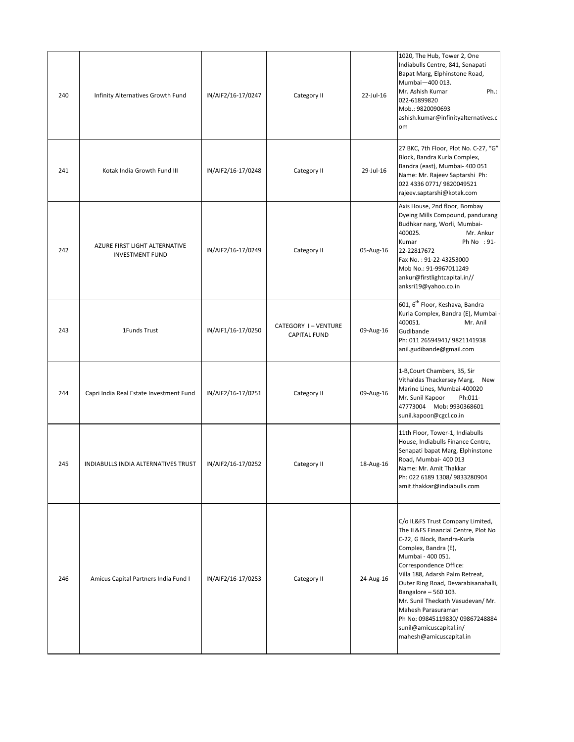| 240 | Infinity Alternatives Growth Fund | IN/AIF2/16-17/0247 | Category II | 22-Jul-16 | 1020, The Hub, Tower 2, One Indiabulls Centre, 841, Senapati Bapat Marg, Elphinstone Road, Mumbai—400 013. Mr. Ashish Kumar Ph.: 022-61899820 Mob.: 9820090693 ashish.kumar@infinityalternatives.com |
|---|---|---|---|---|---|
| 241 | Kotak India Growth Fund III | IN/AIF2/16-17/0248 | Category II | 29-Jul-16 | 27 BKC, 7th Floor, Plot No. C-27, "G" Block, Bandra Kurla Complex, Bandra (east), Mumbai- 400 051 Name: Mr. Rajeev Saptarshi Ph: 022 4336 0771/ 9820049521 rajeev.saptarshi@kotak.com |
| 242 | AZURE FIRST LIGHT ALTERNATIVE INVESTMENT FUND | IN/AIF2/16-17/0249 | Category II | 05-Aug-16 | Axis House, 2nd floor, Bombay Dyeing Mills Compound, pandurang Budhkar narg, Worli, Mumbai-400025. Mr. Ankur Kumar Ph No : 91-22-22817672 Fax No. : 91-22-43253000 Mob No.: 91-9967011249 ankur@firstlightcapital.in// anksri19@yahoo.co.in |
| 243 | 1Funds Trust | IN/AIF1/16-17/0250 | CATEGORY I – VENTURE CAPITAL FUND | 09-Aug-16 | 601, 6th Floor, Keshava, Bandra Kurla Complex, Bandra (E), Mumbai - 400051. Mr. Anil Gudibande Ph: 011 26594941/ 9821141938 anil.gudibande@gmail.com |
| 244 | Capri India Real Estate Investment Fund | IN/AIF2/16-17/0251 | Category II | 09-Aug-16 | 1-B,Court Chambers, 35, Sir Vithaldas Thackersey Marg, New Marine Lines, Mumbai-400020 Mr. Sunil Kapoor Ph:011-47773004 Mob: 9930368601 sunil.kapoor@cgcl.co.in |
| 245 | INDIABULLS INDIA ALTERNATIVES TRUST | IN/AIF2/16-17/0252 | Category II | 18-Aug-16 | 11th Floor, Tower-1, Indiabulls House, Indiabulls Finance Centre, Senapati bapat Marg, Elphinstone Road, Mumbai- 400 013 Name: Mr. Amit Thakkar Ph: 022 6189 1308/ 9833280904 amit.thakkar@indiabulls.com |
| 246 | Amicus Capital Partners India Fund I | IN/AIF2/16-17/0253 | Category II | 24-Aug-16 | C/o IL&FS Trust Company Limited, The IL&FS Financial Centre, Plot No C-22, G Block, Bandra-Kurla Complex, Bandra (E), Mumbai - 400 051. Correspondence Office: Villa 188, Adarsh Palm Retreat, Outer Ring Road, Devarabisanahalli, Bangalore – 560 103. Mr. Sunil Theckath Vasudevan/ Mr. Mahesh Parasuraman Ph No: 09845119830/ 09867248884 sunil@amicuscapital.in/ mahesh@amicuscapital.in |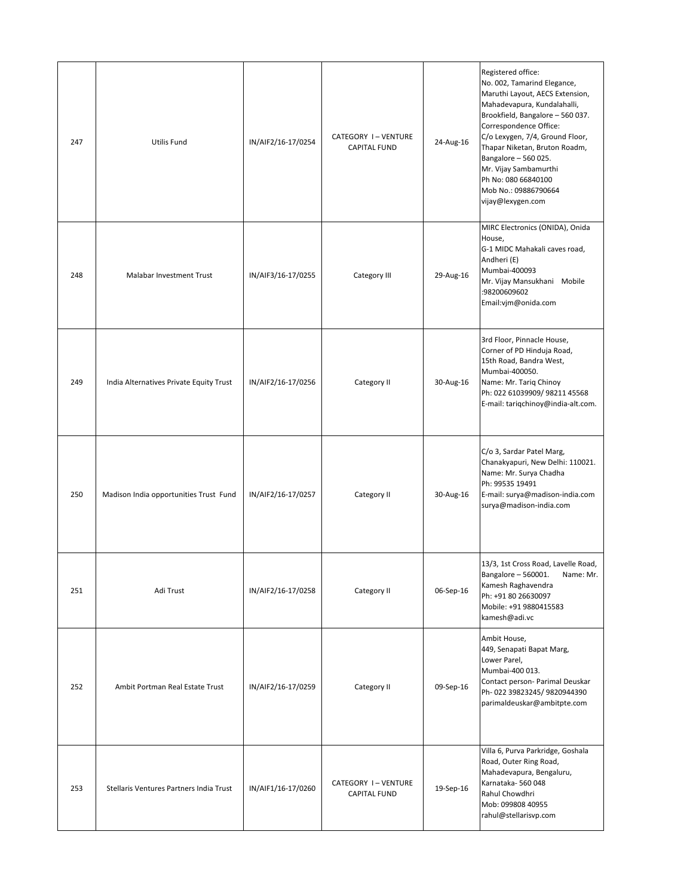| 247 | Utilis Fund | IN/AIF2/16-17/0254 | CATEGORY I – VENTURE CAPITAL FUND | 24-Aug-16 | Registered office:<br>No. 002, Tamarind Elegance, Maruthi Layout, AECS Extension, Mahadevapura, Kundalahalli, Brookfield, Bangalore – 560 037.<br>Correspondence Office:<br>C/o Lexygen, 7/4, Ground Floor, Thapar Niketan, Bruton Roadm, Bangalore – 560 025.<br>Mr. Vijay Sambamurthi<br>Ph No: 080 66840100<br>Mob No.: 09886790664<br>vijay@lexygen.com |
|---|---|---|---|---|---|
| 248 | Malabar Investment Trust | IN/AIF3/16-17/0255 | Category III | 29-Aug-16 | MIRC Electronics (ONIDA), Onida House,<br>G-1 MIDC Mahakali caves road, Andheri (E)<br>Mumbai-400093<br>Mr. Vijay Mansukhani Mobile :98200609602<br>Email:vjm@onida.com |
| 249 | India Alternatives Private Equity Trust | IN/AIF2/16-17/0256 | Category II | 30-Aug-16 | 3rd Floor, Pinnacle House, Corner of PD Hinduja Road, 15th Road, Bandra West, Mumbai-400050.<br>Name: Mr. Tariq Chinoy<br>Ph: 022 61039909/ 98211 45568<br>E-mail: tariqchinoy@india-alt.com. |
| 250 | Madison India opportunities Trust Fund | IN/AIF2/16-17/0257 | Category II | 30-Aug-16 | C/o 3, Sardar Patel Marg, Chanakyapuri, New Delhi: 110021.<br>Name: Mr. Surya Chadha<br>Ph: 99535 19491<br>E-mail: surya@madison-india.com<br>surya@madison-india.com |
| 251 | Adi Trust | IN/AIF2/16-17/0258 | Category II | 06-Sep-16 | 13/3, 1st Cross Road, Lavelle Road, Bangalore – 560001. Name: Mr. Kamesh Raghavendra<br>Ph: +91 80 26630097<br>Mobile: +91 9880415583<br>kamesh@adi.vc |
| 252 | Ambit Portman Real Estate Trust | IN/AIF2/16-17/0259 | Category II | 09-Sep-16 | Ambit House,<br>449, Senapati Bapat Marg,<br>Lower Parel,<br>Mumbai-400 013.<br>Contact person- Parimal Deuskar<br>Ph- 022 39823245/ 9820944390<br>parimaldeuskar@ambitpte.com |
| 253 | Stellaris Ventures Partners India Trust | IN/AIF1/16-17/0260 | CATEGORY I – VENTURE CAPITAL FUND | 19-Sep-16 | Villa 6, Purva Parkridge, Goshala Road, Outer Ring Road, Mahadevapura, Bengaluru, Karnataka- 560 048<br>Rahul Chowdhri<br>Mob: 099808 40955<br>rahul@stellarisvp.com |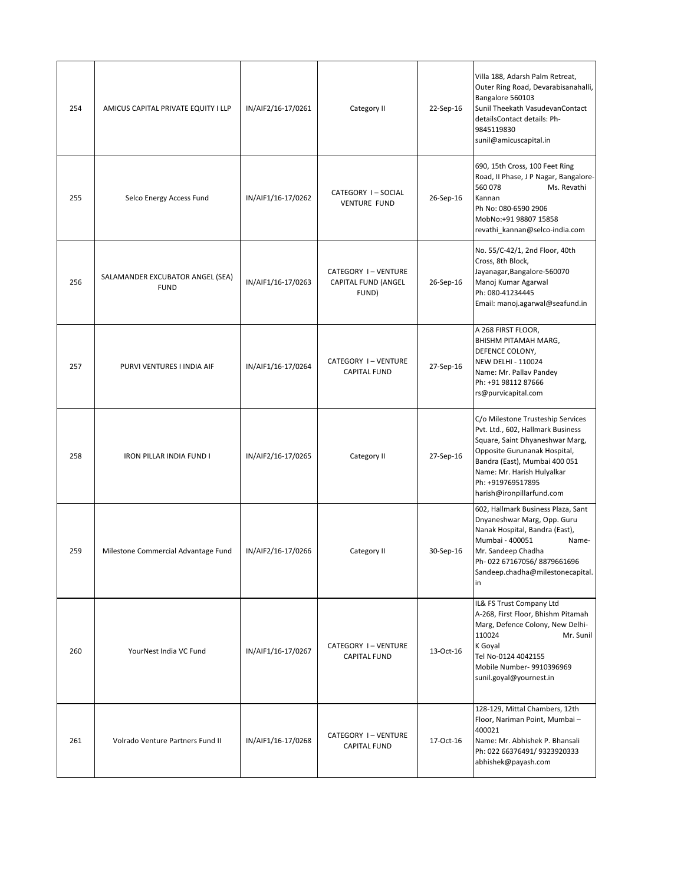| 254 | AMICUS CAPITAL PRIVATE EQUITY I LLP | IN/AIF2/16-17/0261 | Category II | 22-Sep-16 | Villa 188, Adarsh Palm Retreat, Outer Ring Road, Devarabisanahalli, Bangalore 560103<br>Sunil Theekath VasudevanContact detailsContact details: Ph- 9845119830<br>sunil@amicuscapital.in |
|---|---|---|---|---|---|
| 255 | Selco Energy Access Fund | IN/AIF1/16-17/0262 | CATEGORY I – SOCIAL VENTURE FUND | 26-Sep-16 | 690, 15th Cross, 100 Feet Ring Road, II Phase, J P Nagar, Bangalore-560 078 Ms. Revathi Kannan<br>Ph No: 080-6590 2906<br>MobNo:+91 98807 15858<br>revathi_kannan@selco-india.com |
| 256 | SALAMANDER EXCUBATOR ANGEL (SEA) FUND | IN/AIF1/16-17/0263 | CATEGORY I – VENTURE CAPITAL FUND (ANGEL FUND) | 26-Sep-16 | No. 55/C-42/1, 2nd Floor, 40th Cross, 8th Block, Jayanagar,Bangalore-560070<br>Manoj Kumar Agarwal<br>Ph: 080-41234445<br>Email: manoj.agarwal@seafund.in |
| 257 | PURVI VENTURES I INDIA AIF | IN/AIF1/16-17/0264 | CATEGORY I – VENTURE CAPITAL FUND | 27-Sep-16 | A 268 FIRST FLOOR, BHISHM PITAMAH MARG, DEFENCE COLONY, NEW DELHI - 110024<br>Name: Mr. Pallav Pandey<br>Ph: +91 98112 87666<br>rs@purvicapital.com |
| 258 | IRON PILLAR INDIA FUND I | IN/AIF2/16-17/0265 | Category II | 27-Sep-16 | C/o Milestone Trusteship Services Pvt. Ltd., 602, Hallmark Business Square, Saint Dhyaneshwar Marg, Opposite Gurunanak Hospital, Bandra (East), Mumbai 400 051<br>Name: Mr. Harish Hulyalkar<br>Ph: +919769517895<br>harish@ironpillarfund.com |
| 259 | Milestone Commercial Advantage Fund | IN/AIF2/16-17/0266 | Category II | 30-Sep-16 | 602, Hallmark Business Plaza, Sant Dnyaneshwar Marg, Opp. Guru Nanak Hospital, Bandra (East), Mumbai - 400051 Name- Mr. Sandeep Chadha<br>Ph- 022 67167056/ 8879661696<br>Sandeep.chadha@milestonecapital.in |
| 260 | YourNest India VC Fund | IN/AIF1/16-17/0267 | CATEGORY I – VENTURE CAPITAL FUND | 13-Oct-16 | IL& FS Trust Company Ltd<br>A-268, First Floor, Bhishm Pitamah Marg, Defence Colony, New Delhi-110024 Mr. Sunil K Goyal<br>Tel No-0124 4042155<br>Mobile Number- 9910396969<br>sunil.goyal@yournest.in |
| 261 | Volrado Venture Partners Fund II | IN/AIF1/16-17/0268 | CATEGORY I – VENTURE CAPITAL FUND | 17-Oct-16 | 128-129, Mittal Chambers, 12th Floor, Nariman Point, Mumbai – 400021<br>Name: Mr. Abhishek P. Bhansali<br>Ph: 022 66376491/ 9323920333<br>abhishek@payash.com |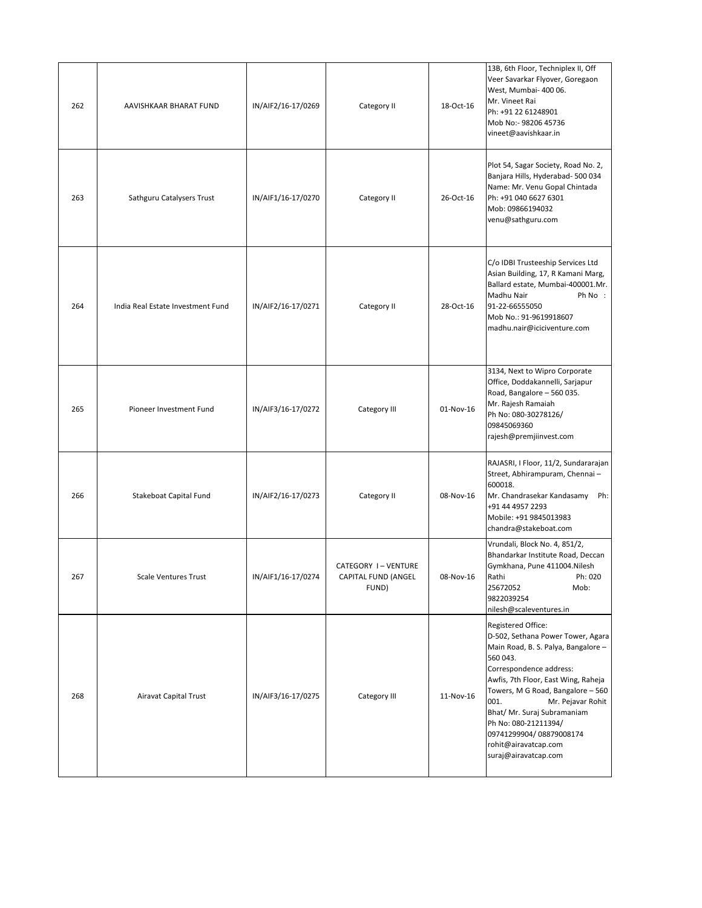| | | | | | |
|---|---|---|---|---|---|
| 262 | AAVISHKAAR BHARAT FUND | IN/AIF2/16-17/0269 | Category II | 18-Oct-16 | 13B, 6th Floor, Techniplex II, Off Veer Savarkar Flyover, Goregaon West, Mumbai- 400 06.<br>Mr. Vineet Rai<br>Ph: +91 22 61248901<br>Mob No:- 98206 45736<br>vineet@aavishkaar.in |
| 263 | Sathguru Catalysers Trust | IN/AIF1/16-17/0270 | Category II | 26-Oct-16 | Plot 54, Sagar Society, Road No. 2, Banjara Hills, Hyderabad- 500 034<br>Name: Mr. Venu Gopal Chintada<br>Ph: +91 040 6627 6301<br>Mob: 09866194032<br>venu@sathguru.com |
| 264 | India Real Estate Investment Fund | IN/AIF2/16-17/0271 | Category II | 28-Oct-16 | C/o IDBI Trusteeship Services Ltd Asian Building, 17, R Kamani Marg, Ballard estate, Mumbai-400001.Mr. Madhu Nair Ph No : 91-22-66555050<br>Mob No.: 91-9619918607<br>madhu.nair@iciciventure.com |
| 265 | Pioneer Investment Fund | IN/AIF3/16-17/0272 | Category III | 01-Nov-16 | 3134, Next to Wipro Corporate Office, Doddakannelli, Sarjapur Road, Bangalore – 560 035.<br>Mr. Rajesh Ramaiah<br>Ph No: 080-30278126/ 09845069360<br>rajesh@premjiinvest.com |
| 266 | Stakeboat Capital Fund | IN/AIF2/16-17/0273 | Category II | 08-Nov-16 | RAJASRI, I Floor, 11/2, Sundararajan Street, Abhirampuram, Chennai – 600018.<br>Mr. Chandrasekar Kandasamy Ph: +91 44 4957 2293<br>Mobile: +91 9845013983<br>chandra@stakeboat.com |
| 267 | Scale Ventures Trust | IN/AIF1/16-17/0274 | CATEGORY I – VENTURE CAPITAL FUND (ANGEL FUND) | 08-Nov-16 | Vrundali, Block No. 4, 851/2, Bhandarkar Institute Road, Deccan Gymkhana, Pune 411004.Nilesh Rathi Ph: 020 25672052 Mob: 9822039254<br>nilesh@scaleventures.in |
| 268 | Airavat Capital Trust | IN/AIF3/16-17/0275 | Category III | 11-Nov-16 | Registered Office:<br>D-502, Sethana Power Tower, Agara Main Road, B. S. Palya, Bangalore – 560 043.<br>Correspondence address:<br>Awfis, 7th Floor, East Wing, Raheja Towers, M G Road, Bangalore – 560 001. Mr. Pejavar Rohit Bhat/ Mr. Suraj Subramaniam<br>Ph No: 080-21211394/ 09741299904/ 08879008174<br>rohit@airavatcap.com<br>suraj@airavatcap.com |